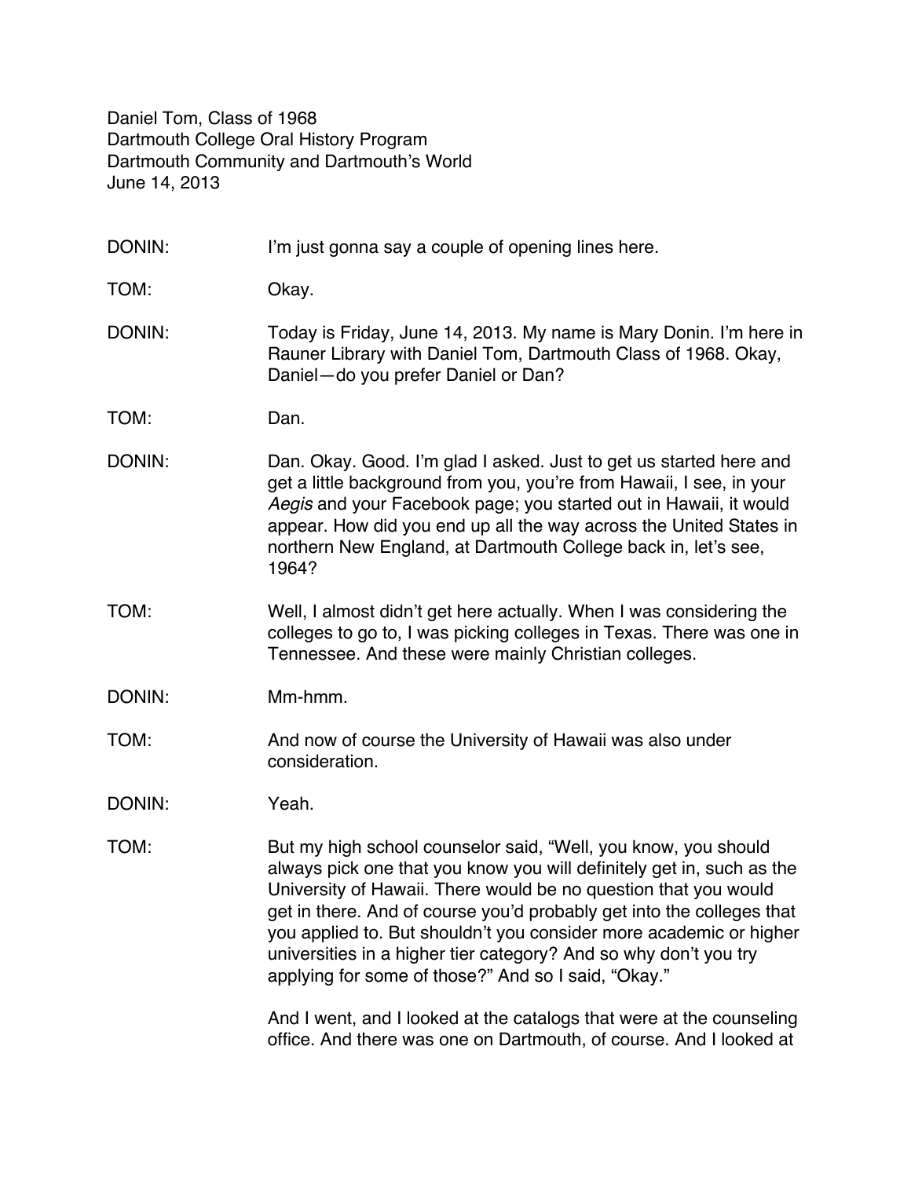Daniel Tom, Class of 1968
Dartmouth College Oral History Program
Dartmouth Community and Dartmouth's World
June 14, 2013

DONIN: I'm just gonna say a couple of opening lines here.

TOM: Okay.

DONIN: Today is Friday, June 14, 2013. My name is Mary Donin. I'm here in Rauner Library with Daniel Tom, Dartmouth Class of 1968. Okay, Daniel—do you prefer Daniel or Dan?

TOM: Dan.

DONIN: Dan. Okay. Good. I'm glad I asked. Just to get us started here and get a little background from you, you're from Hawaii, I see, in your *Aegis* and your Facebook page; you started out in Hawaii, it would appear. How did you end up all the way across the United States in northern New England, at Dartmouth College back in, let's see, 1964?

TOM: Well, I almost didn't get here actually. When I was considering the colleges to go to, I was picking colleges in Texas. There was one in Tennessee. And these were mainly Christian colleges.

DONIN: Mm-hmm.

TOM: And now of course the University of Hawaii was also under consideration.

DONIN: Yeah.

TOM: But my high school counselor said, "Well, you know, you should always pick one that you know you will definitely get in, such as the University of Hawaii. There would be no question that you would get in there. And of course you'd probably get into the colleges that you applied to. But shouldn't you consider more academic or higher universities in a higher tier category? And so why don't you try applying for some of those?" And so I said, "Okay."

And I went, and I looked at the catalogs that were at the counseling office. And there was one on Dartmouth, of course. And I looked at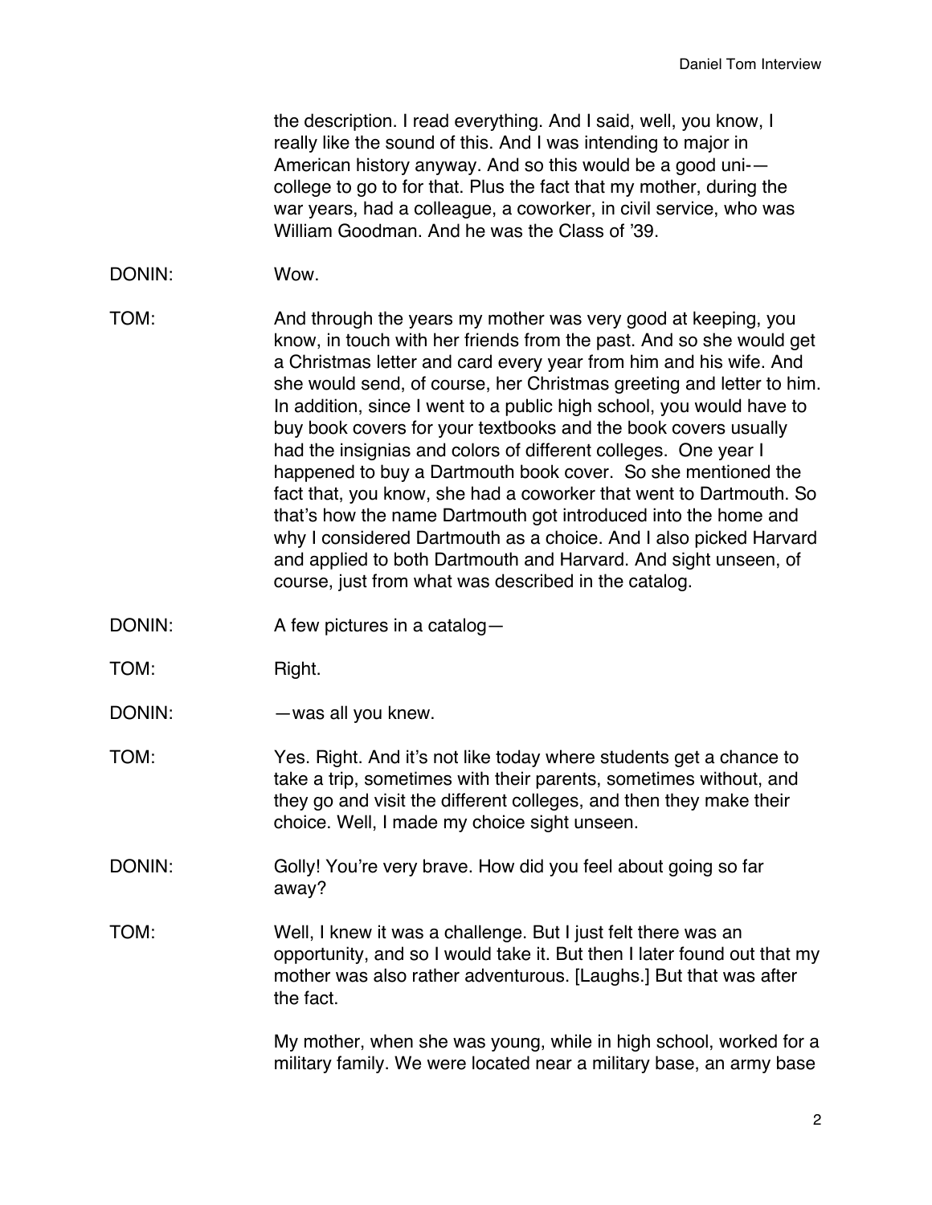the description. I read everything. And I said, well, you know, I really like the sound of this. And I was intending to major in American history anyway. And so this would be a good uni-—college to go to for that. Plus the fact that my mother, during the war years, had a colleague, a coworker, in civil service, who was William Goodman. And he was the Class of '39.

DONIN: Wow.

TOM: And through the years my mother was very good at keeping, you know, in touch with her friends from the past. And so she would get a Christmas letter and card every year from him and his wife. And she would send, of course, her Christmas greeting and letter to him. In addition, since I went to a public high school, you would have to buy book covers for your textbooks and the book covers usually had the insignias and colors of different colleges. One year I happened to buy a Dartmouth book cover. So she mentioned the fact that, you know, she had a coworker that went to Dartmouth. So that's how the name Dartmouth got introduced into the home and why I considered Dartmouth as a choice. And I also picked Harvard and applied to both Dartmouth and Harvard. And sight unseen, of course, just from what was described in the catalog.

DONIN: A few pictures in a catalog—

TOM: Right.

DONIN: —was all you knew.

TOM: Yes. Right. And it's not like today where students get a chance to take a trip, sometimes with their parents, sometimes without, and they go and visit the different colleges, and then they make their choice. Well, I made my choice sight unseen.

DONIN: Golly! You're very brave. How did you feel about going so far away?

TOM: Well, I knew it was a challenge. But I just felt there was an opportunity, and so I would take it. But then I later found out that my mother was also rather adventurous. [Laughs.] But that was after the fact.

My mother, when she was young, while in high school, worked for a military family. We were located near a military base, an army base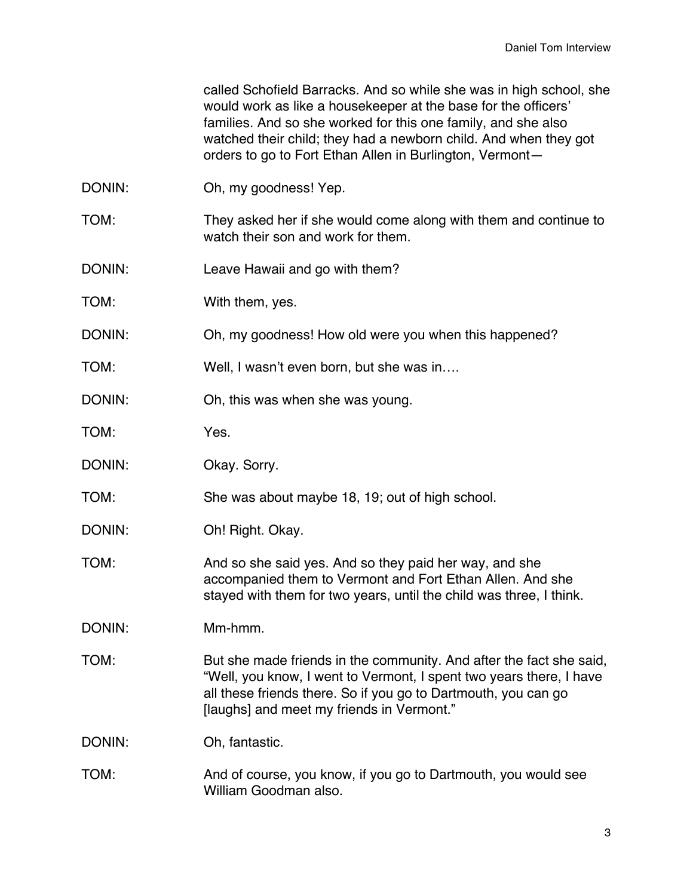called Schofield Barracks. And so while she was in high school, she would work as like a housekeeper at the base for the officers' families. And so she worked for this one family, and she also watched their child; they had a newborn child. And when they got orders to go to Fort Ethan Allen in Burlington, Vermont—

DONIN: Oh, my goodness! Yep.

TOM: They asked her if she would come along with them and continue to watch their son and work for them.

DONIN: Leave Hawaii and go with them?

TOM: With them, yes.

DONIN: Oh, my goodness! How old were you when this happened?

TOM: Well, I wasn't even born, but she was in….

DONIN: Oh, this was when she was young.

TOM: Yes.

DONIN: Okay. Sorry.

TOM: She was about maybe 18, 19; out of high school.

DONIN: Oh! Right. Okay.

TOM: And so she said yes. And so they paid her way, and she accompanied them to Vermont and Fort Ethan Allen. And she stayed with them for two years, until the child was three, I think.

DONIN: Mm-hmm.

TOM: But she made friends in the community. And after the fact she said, "Well, you know, I went to Vermont, I spent two years there, I have all these friends there. So if you go to Dartmouth, you can go [laughs] and meet my friends in Vermont."

DONIN: Oh, fantastic.

TOM: And of course, you know, if you go to Dartmouth, you would see William Goodman also.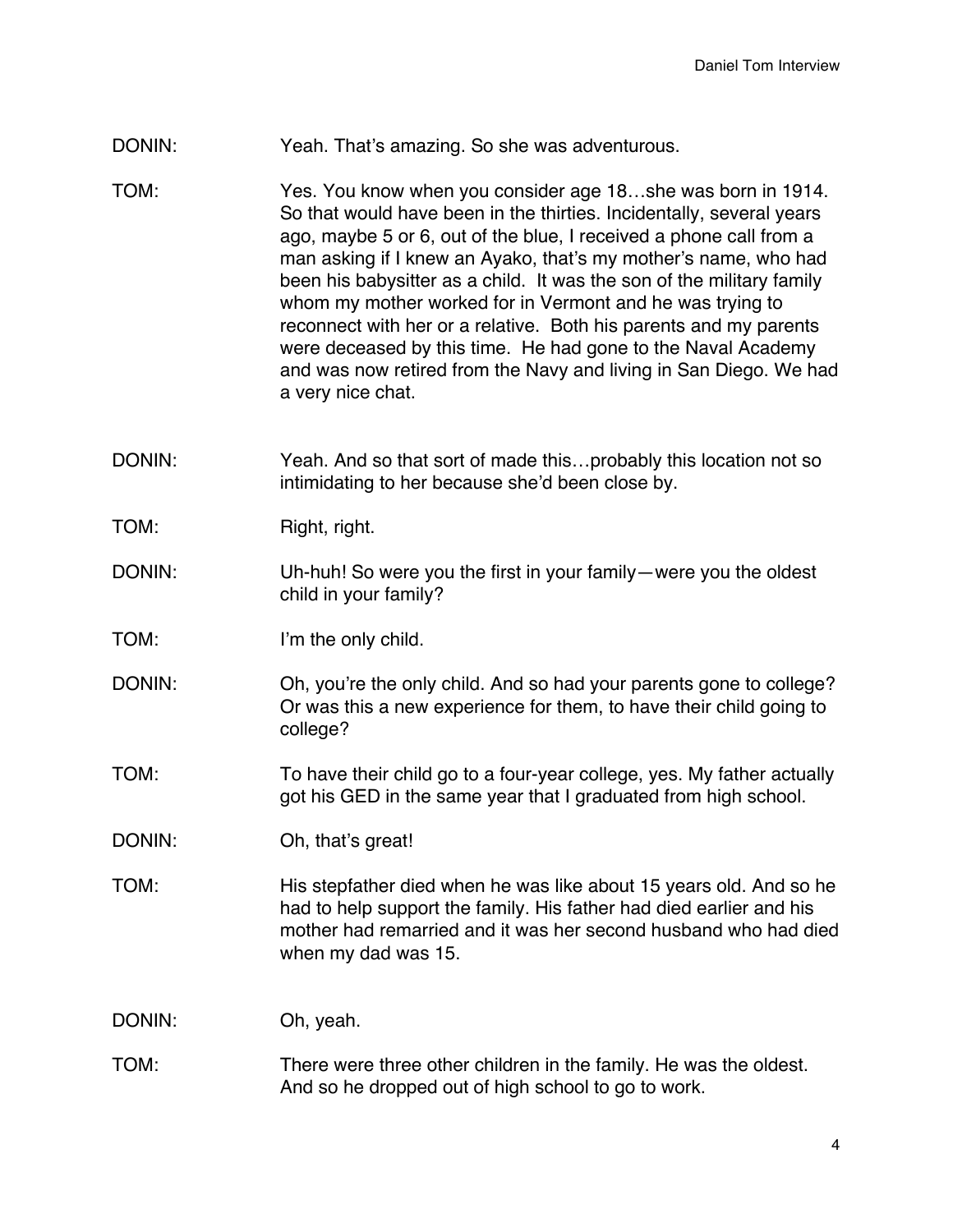DONIN: Yeah. That's amazing. So she was adventurous.

TOM: Yes. You know when you consider age 18…she was born in 1914. So that would have been in the thirties. Incidentally, several years ago, maybe 5 or 6, out of the blue, I received a phone call from a man asking if I knew an Ayako, that's my mother's name, who had been his babysitter as a child. It was the son of the military family whom my mother worked for in Vermont and he was trying to reconnect with her or a relative. Both his parents and my parents were deceased by this time. He had gone to the Naval Academy and was now retired from the Navy and living in San Diego. We had a very nice chat.

DONIN: Yeah. And so that sort of made this…probably this location not so intimidating to her because she'd been close by.

TOM: Right, right.

DONIN: Uh-huh! So were you the first in your family—were you the oldest child in your family?

TOM: I'm the only child.

DONIN: Oh, you're the only child. And so had your parents gone to college? Or was this a new experience for them, to have their child going to college?

TOM: To have their child go to a four-year college, yes. My father actually got his GED in the same year that I graduated from high school.

DONIN: Oh, that's great!

TOM: His stepfather died when he was like about 15 years old. And so he had to help support the family. His father had died earlier and his mother had remarried and it was her second husband who had died when my dad was 15.

DONIN: Oh, yeah.

TOM: There were three other children in the family. He was the oldest. And so he dropped out of high school to go to work.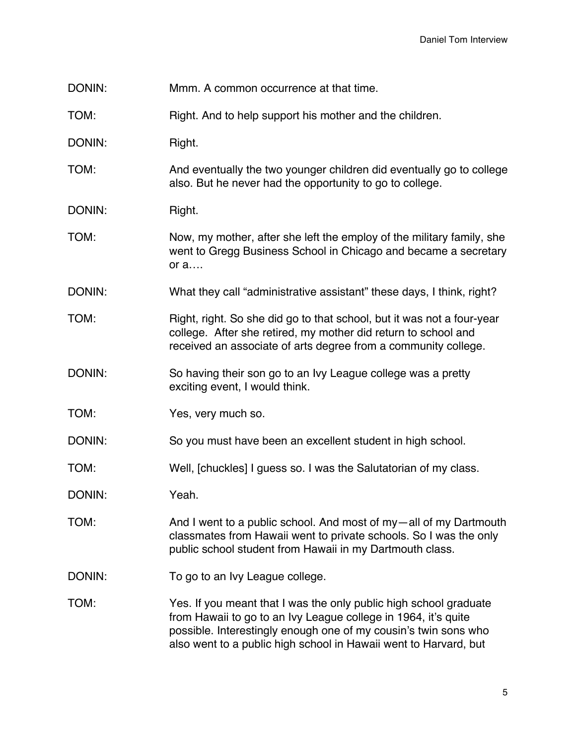DONIN: Mmm. A common occurrence at that time.

TOM: Right. And to help support his mother and the children.

DONIN: Right.

TOM: And eventually the two younger children did eventually go to college also. But he never had the opportunity to go to college.

DONIN: Right.

TOM: Now, my mother, after she left the employ of the military family, she went to Gregg Business School in Chicago and became a secretary or a….

DONIN: What they call "administrative assistant" these days, I think, right?

TOM: Right, right. So she did go to that school, but it was not a four-year college. After she retired, my mother did return to school and received an associate of arts degree from a community college.

DONIN: So having their son go to an Ivy League college was a pretty exciting event, I would think.

TOM: Yes, very much so.

DONIN: So you must have been an excellent student in high school.

TOM: Well, [chuckles] I guess so. I was the Salutatorian of my class.

DONIN: Yeah.

TOM: And I went to a public school. And most of my—all of my Dartmouth classmates from Hawaii went to private schools. So I was the only public school student from Hawaii in my Dartmouth class.

DONIN: To go to an Ivy League college.

TOM: Yes. If you meant that I was the only public high school graduate from Hawaii to go to an Ivy League college in 1964, it's quite possible. Interestingly enough one of my cousin's twin sons who also went to a public high school in Hawaii went to Harvard, but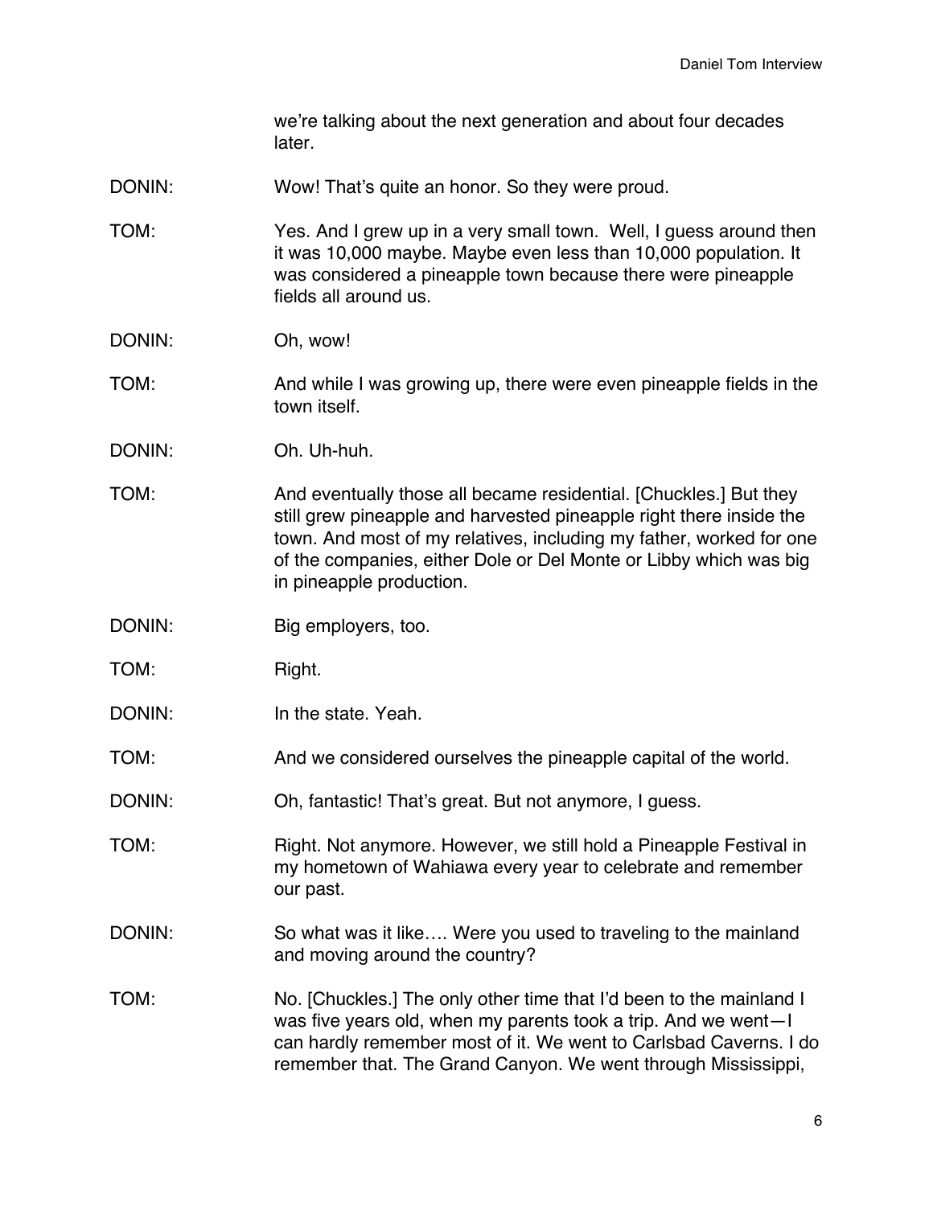we're talking about the next generation and about four decades later.

DONIN: Wow! That's quite an honor. So they were proud.

TOM: Yes. And I grew up in a very small town. Well, I guess around then it was 10,000 maybe. Maybe even less than 10,000 population. It was considered a pineapple town because there were pineapple fields all around us.

DONIN: Oh, wow!

TOM: And while I was growing up, there were even pineapple fields in the town itself.

DONIN: Oh. Uh-huh.

TOM: And eventually those all became residential. [Chuckles.] But they still grew pineapple and harvested pineapple right there inside the town. And most of my relatives, including my father, worked for one of the companies, either Dole or Del Monte or Libby which was big in pineapple production.

DONIN: Big employers, too.

TOM: Right.

DONIN: In the state. Yeah.

TOM: And we considered ourselves the pineapple capital of the world.

DONIN: Oh, fantastic! That's great. But not anymore, I guess.

TOM: Right. Not anymore. However, we still hold a Pineapple Festival in my hometown of Wahiawa every year to celebrate and remember our past.

DONIN: So what was it like…. Were you used to traveling to the mainland and moving around the country?

TOM: No. [Chuckles.] The only other time that I'd been to the mainland I was five years old, when my parents took a trip. And we went—I can hardly remember most of it. We went to Carlsbad Caverns. I do remember that. The Grand Canyon. We went through Mississippi,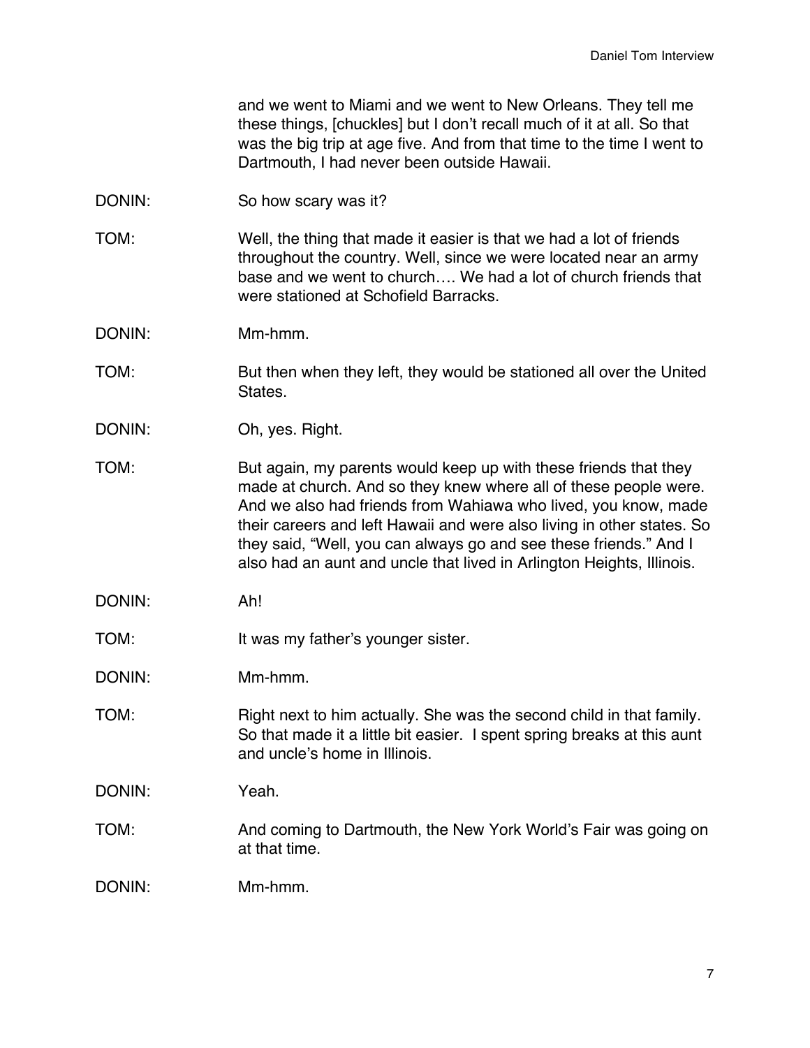and we went to Miami and we went to New Orleans. They tell me these things, [chuckles] but I don't recall much of it at all. So that was the big trip at age five. And from that time to the time I went to Dartmouth, I had never been outside Hawaii.

DONIN: So how scary was it?

TOM: Well, the thing that made it easier is that we had a lot of friends throughout the country. Well, since we were located near an army base and we went to church…. We had a lot of church friends that were stationed at Schofield Barracks.

DONIN: Mm-hmm.

TOM: But then when they left, they would be stationed all over the United States.

DONIN: Oh, yes. Right.

TOM: But again, my parents would keep up with these friends that they made at church. And so they knew where all of these people were. And we also had friends from Wahiawa who lived, you know, made their careers and left Hawaii and were also living in other states. So they said, "Well, you can always go and see these friends." And I also had an aunt and uncle that lived in Arlington Heights, Illinois.

DONIN: Ah!

TOM: It was my father's younger sister.

DONIN: Mm-hmm.

TOM: Right next to him actually. She was the second child in that family. So that made it a little bit easier. I spent spring breaks at this aunt and uncle's home in Illinois.

DONIN: Yeah.

TOM: And coming to Dartmouth, the New York World's Fair was going on at that time.

DONIN: Mm-hmm.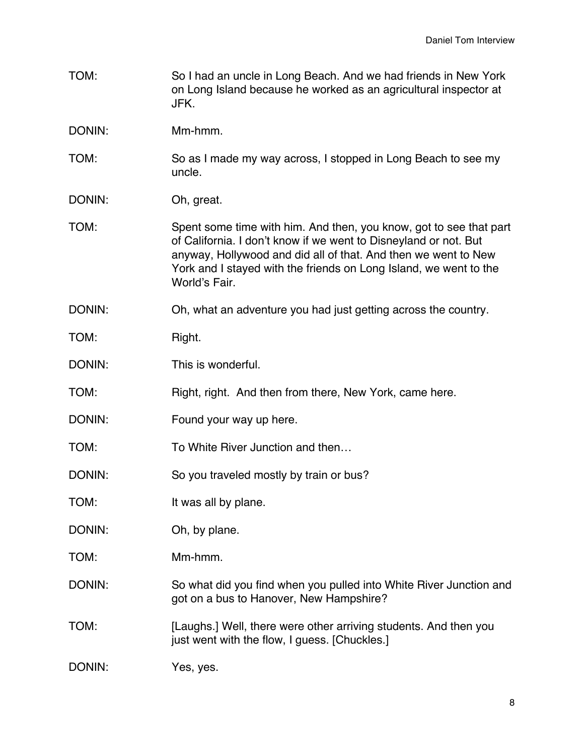TOM: So I had an uncle in Long Beach. And we had friends in New York on Long Island because he worked as an agricultural inspector at JFK.

DONIN: Mm-hmm.

TOM: So as I made my way across, I stopped in Long Beach to see my uncle.

DONIN: Oh, great.

TOM: Spent some time with him. And then, you know, got to see that part of California. I don't know if we went to Disneyland or not. But anyway, Hollywood and did all of that. And then we went to New York and I stayed with the friends on Long Island, we went to the World's Fair.

DONIN: Oh, what an adventure you had just getting across the country.

TOM: Right.

DONIN: This is wonderful.

TOM: Right, right. And then from there, New York, came here.

DONIN: Found your way up here.

TOM: To White River Junction and then…

DONIN: So you traveled mostly by train or bus?

TOM: It was all by plane.

DONIN: Oh, by plane.

TOM: Mm-hmm.

DONIN: So what did you find when you pulled into White River Junction and got on a bus to Hanover, New Hampshire?

TOM: [Laughs.] Well, there were other arriving students. And then you just went with the flow, I guess. [Chuckles.]

DONIN: Yes, yes.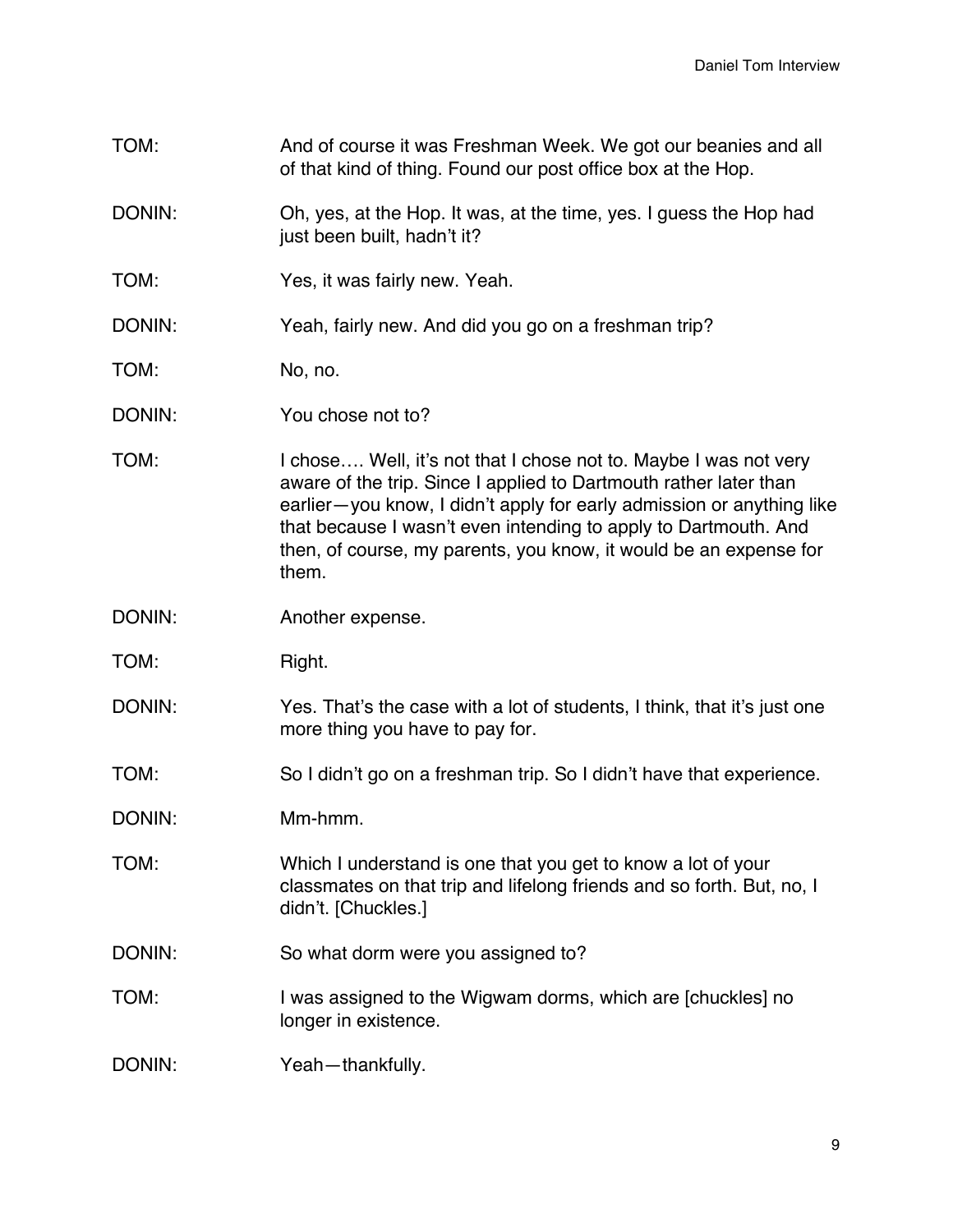TOM: And of course it was Freshman Week. We got our beanies and all of that kind of thing. Found our post office box at the Hop.

DONIN: Oh, yes, at the Hop. It was, at the time, yes. I guess the Hop had just been built, hadn't it?

TOM: Yes, it was fairly new. Yeah.

DONIN: Yeah, fairly new. And did you go on a freshman trip?

TOM: No, no.

DONIN: You chose not to?

TOM: I chose…. Well, it's not that I chose not to. Maybe I was not very aware of the trip. Since I applied to Dartmouth rather later than earlier—you know, I didn't apply for early admission or anything like that because I wasn't even intending to apply to Dartmouth. And then, of course, my parents, you know, it would be an expense for them.

DONIN: Another expense.

TOM: Right.

DONIN: Yes. That's the case with a lot of students, I think, that it's just one more thing you have to pay for.

TOM: So I didn't go on a freshman trip. So I didn't have that experience.

DONIN: Mm-hmm.

TOM: Which I understand is one that you get to know a lot of your classmates on that trip and lifelong friends and so forth. But, no, I didn't. [Chuckles.]

DONIN: So what dorm were you assigned to?

TOM: I was assigned to the Wigwam dorms, which are [chuckles] no longer in existence.

DONIN: Yeah—thankfully.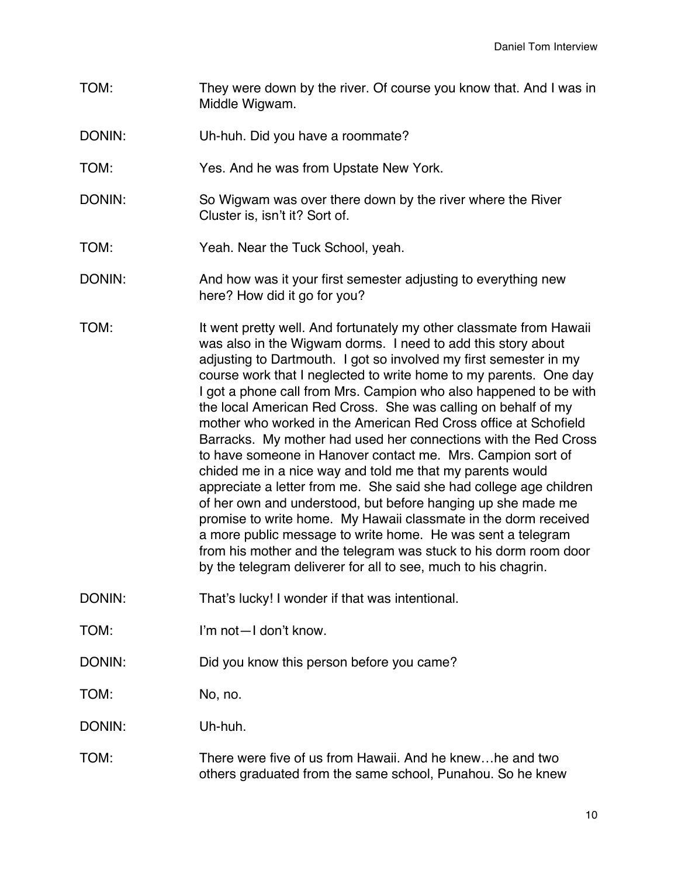TOM: They were down by the river. Of course you know that. And I was in Middle Wigwam.

DONIN: Uh-huh. Did you have a roommate?

TOM: Yes. And he was from Upstate New York.

DONIN: So Wigwam was over there down by the river where the River Cluster is, isn't it? Sort of.

TOM: Yeah. Near the Tuck School, yeah.

DONIN: And how was it your first semester adjusting to everything new here? How did it go for you?

TOM: It went pretty well. And fortunately my other classmate from Hawaii was also in the Wigwam dorms. I need to add this story about adjusting to Dartmouth. I got so involved my first semester in my course work that I neglected to write home to my parents. One day I got a phone call from Mrs. Campion who also happened to be with the local American Red Cross. She was calling on behalf of my mother who worked in the American Red Cross office at Schofield Barracks. My mother had used her connections with the Red Cross to have someone in Hanover contact me. Mrs. Campion sort of chided me in a nice way and told me that my parents would appreciate a letter from me. She said she had college age children of her own and understood, but before hanging up she made me promise to write home. My Hawaii classmate in the dorm received a more public message to write home. He was sent a telegram from his mother and the telegram was stuck to his dorm room door by the telegram deliverer for all to see, much to his chagrin.

DONIN: That's lucky! I wonder if that was intentional.

TOM: I'm not—I don't know.

DONIN: Did you know this person before you came?

TOM: No, no.

DONIN: Uh-huh.

TOM: There were five of us from Hawaii. And he knew…he and two others graduated from the same school, Punahou. So he knew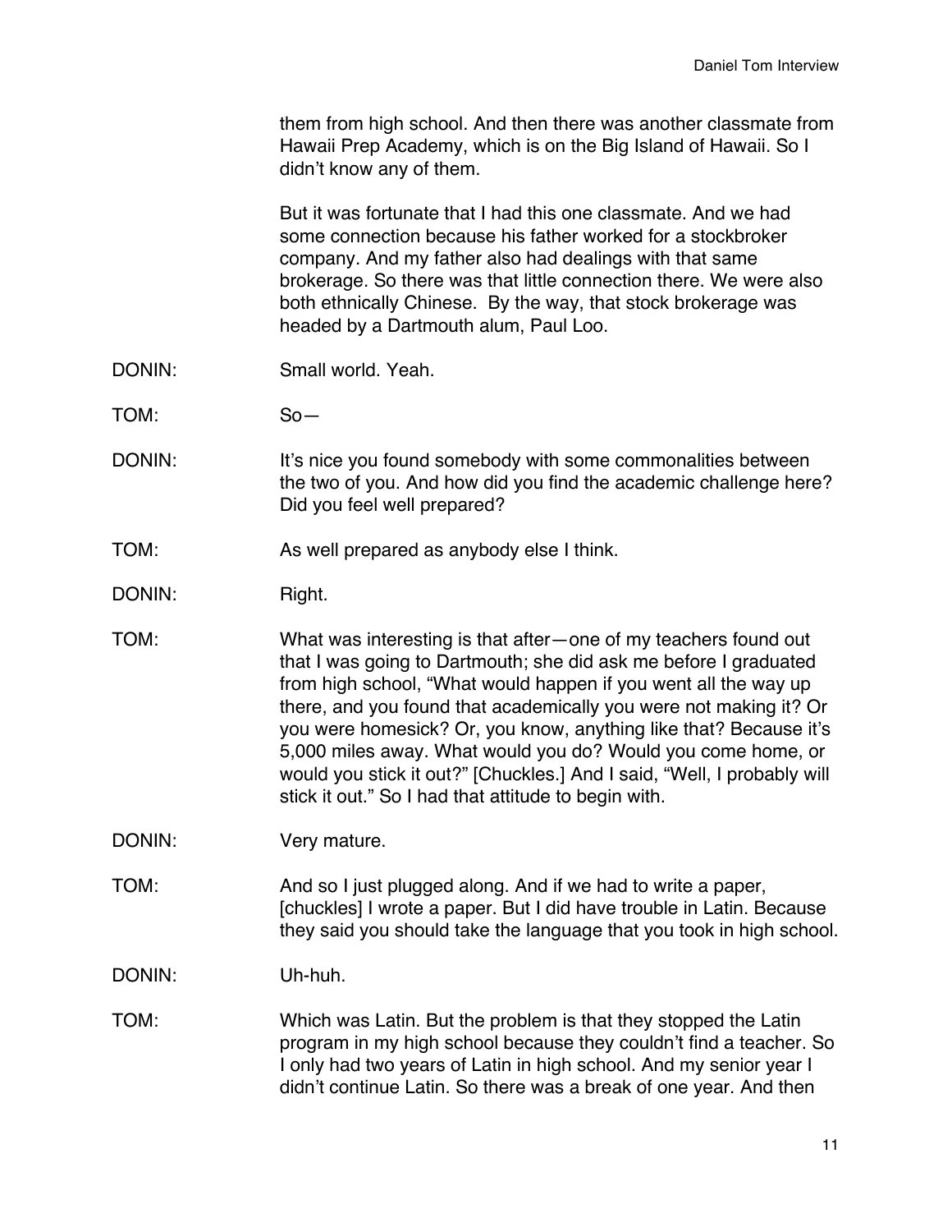them from high school. And then there was another classmate from Hawaii Prep Academy, which is on the Big Island of Hawaii. So I didn't know any of them.

But it was fortunate that I had this one classmate. And we had some connection because his father worked for a stockbroker company. And my father also had dealings with that same brokerage. So there was that little connection there. We were also both ethnically Chinese. By the way, that stock brokerage was headed by a Dartmouth alum, Paul Loo.

DONIN: Small world. Yeah.

TOM: So—

DONIN: It's nice you found somebody with some commonalities between the two of you. And how did you find the academic challenge here? Did you feel well prepared?

TOM: As well prepared as anybody else I think.

DONIN: Right.

TOM: What was interesting is that after—one of my teachers found out that I was going to Dartmouth; she did ask me before I graduated from high school, "What would happen if you went all the way up there, and you found that academically you were not making it? Or you were homesick? Or, you know, anything like that? Because it's 5,000 miles away. What would you do? Would you come home, or would you stick it out?" [Chuckles.] And I said, "Well, I probably will stick it out." So I had that attitude to begin with.

DONIN: Very mature.

TOM: And so I just plugged along. And if we had to write a paper, [chuckles] I wrote a paper. But I did have trouble in Latin. Because they said you should take the language that you took in high school.

DONIN: Uh-huh.

TOM: Which was Latin. But the problem is that they stopped the Latin program in my high school because they couldn't find a teacher. So I only had two years of Latin in high school. And my senior year I didn't continue Latin. So there was a break of one year. And then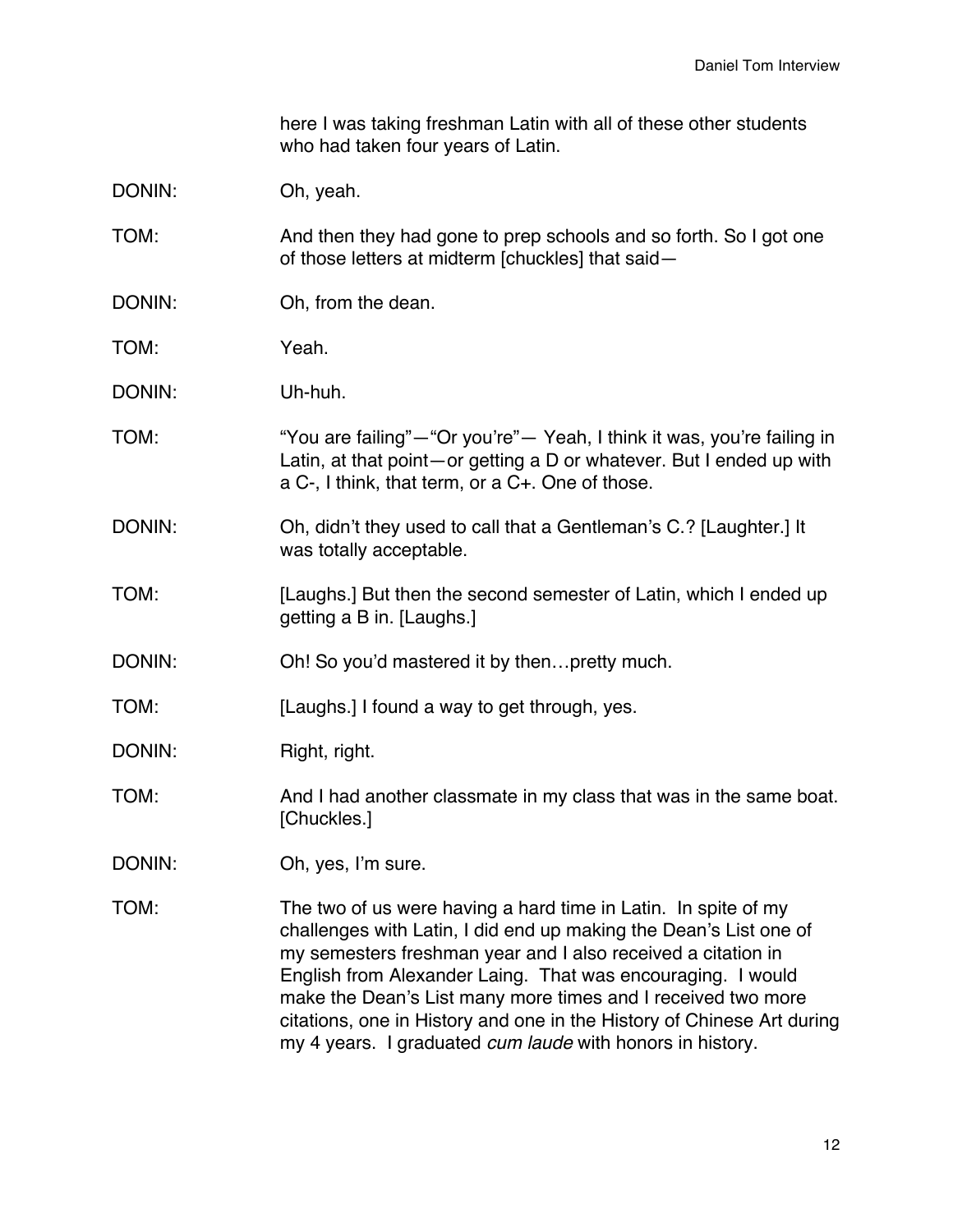here I was taking freshman Latin with all of these other students who had taken four years of Latin.

DONIN: Oh, yeah.

TOM: And then they had gone to prep schools and so forth. So I got one of those letters at midterm [chuckles] that said—

DONIN: Oh, from the dean.

TOM: Yeah.

DONIN: Uh-huh.

TOM: "You are failing"—"Or you're"— Yeah, I think it was, you're failing in Latin, at that point—or getting a D or whatever. But I ended up with a C-, I think, that term, or a C+. One of those.

DONIN: Oh, didn't they used to call that a Gentleman's C.? [Laughter.] It was totally acceptable.

TOM: [Laughs.] But then the second semester of Latin, which I ended up getting a B in. [Laughs.]

DONIN: Oh! So you'd mastered it by then…pretty much.

TOM: [Laughs.] I found a way to get through, yes.

DONIN: Right, right.

TOM: And I had another classmate in my class that was in the same boat. [Chuckles.]

DONIN: Oh, yes, I'm sure.

TOM: The two of us were having a hard time in Latin. In spite of my challenges with Latin, I did end up making the Dean's List one of my semesters freshman year and I also received a citation in English from Alexander Laing. That was encouraging. I would make the Dean's List many more times and I received two more citations, one in History and one in the History of Chinese Art during my 4 years. I graduated *cum laude* with honors in history.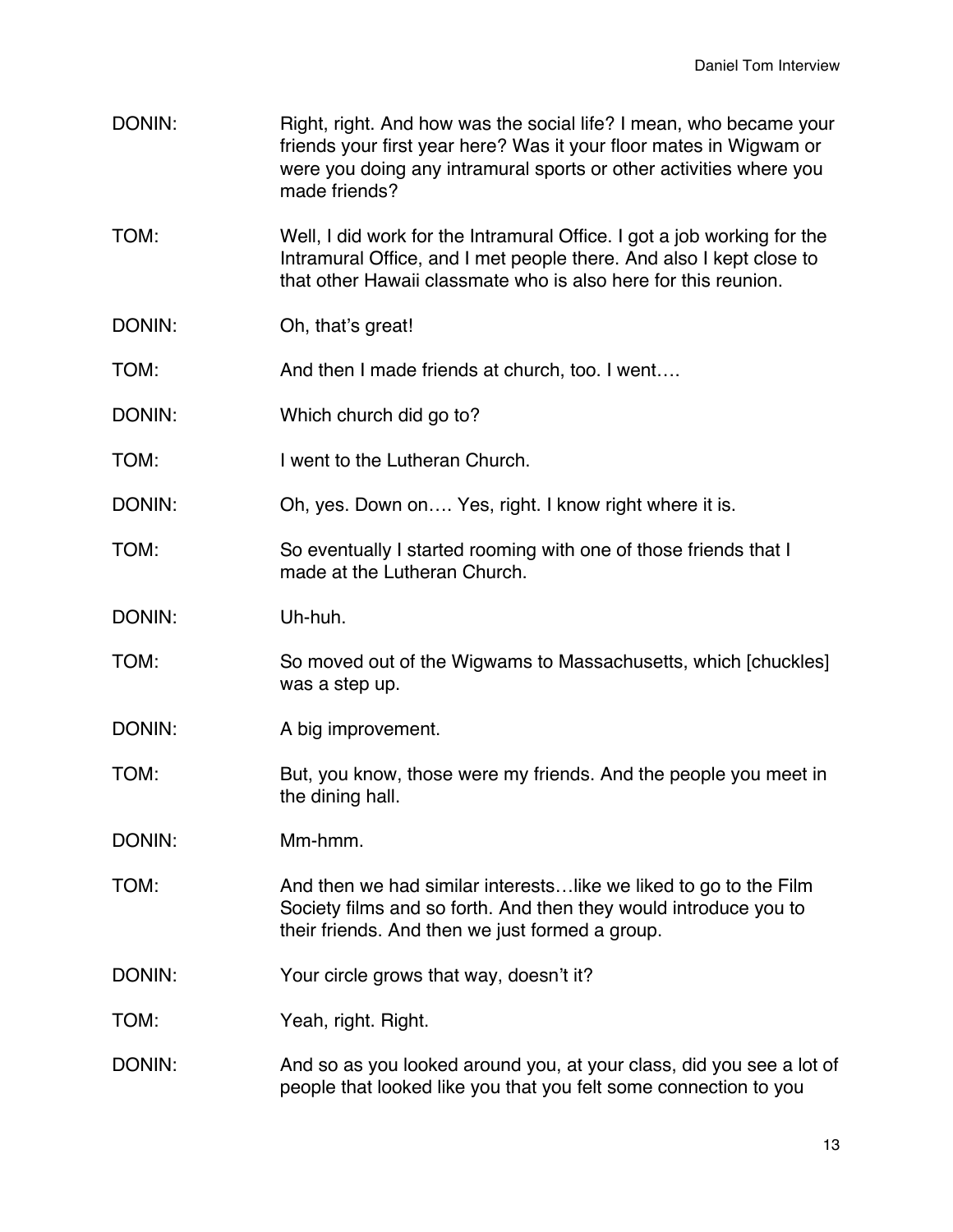DONIN: Right, right. And how was the social life? I mean, who became your friends your first year here? Was it your floor mates in Wigwam or were you doing any intramural sports or other activities where you made friends?

TOM: Well, I did work for the Intramural Office. I got a job working for the Intramural Office, and I met people there. And also I kept close to that other Hawaii classmate who is also here for this reunion.

DONIN: Oh, that's great!

TOM: And then I made friends at church, too. I went….

DONIN: Which church did go to?

TOM: I went to the Lutheran Church.

DONIN: Oh, yes. Down on…. Yes, right. I know right where it is.

TOM: So eventually I started rooming with one of those friends that I made at the Lutheran Church.

DONIN: Uh-huh.

TOM: So moved out of the Wigwams to Massachusetts, which [chuckles] was a step up.

DONIN: A big improvement.

TOM: But, you know, those were my friends. And the people you meet in the dining hall.

DONIN: Mm-hmm.

TOM: And then we had similar interests…like we liked to go to the Film Society films and so forth. And then they would introduce you to their friends. And then we just formed a group.

DONIN: Your circle grows that way, doesn't it?

TOM: Yeah, right. Right.

DONIN: And so as you looked around you, at your class, did you see a lot of people that looked like you that you felt some connection to you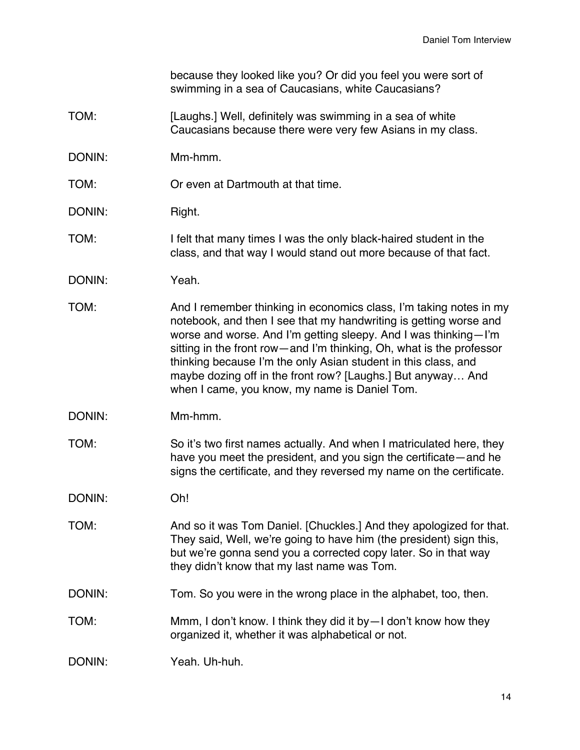because they looked like you? Or did you feel you were sort of swimming in a sea of Caucasians, white Caucasians?

TOM: [Laughs.] Well, definitely was swimming in a sea of white Caucasians because there were very few Asians in my class.

DONIN: Mm-hmm.

TOM: Or even at Dartmouth at that time.

DONIN: Right.

TOM: I felt that many times I was the only black-haired student in the class, and that way I would stand out more because of that fact.

DONIN: Yeah.

TOM: And I remember thinking in economics class, I'm taking notes in my notebook, and then I see that my handwriting is getting worse and worse and worse. And I'm getting sleepy. And I was thinking—I'm sitting in the front row—and I'm thinking, Oh, what is the professor thinking because I'm the only Asian student in this class, and maybe dozing off in the front row? [Laughs.] But anyway… And when I came, you know, my name is Daniel Tom.

DONIN: Mm-hmm.

TOM: So it's two first names actually. And when I matriculated here, they have you meet the president, and you sign the certificate—and he signs the certificate, and they reversed my name on the certificate.

DONIN: Oh!

TOM: And so it was Tom Daniel. [Chuckles.] And they apologized for that. They said, Well, we're going to have him (the president) sign this, but we're gonna send you a corrected copy later. So in that way they didn't know that my last name was Tom.

DONIN: Tom. So you were in the wrong place in the alphabet, too, then.

TOM: Mmm, I don't know. I think they did it by—I don't know how they organized it, whether it was alphabetical or not.

DONIN: Yeah. Uh-huh.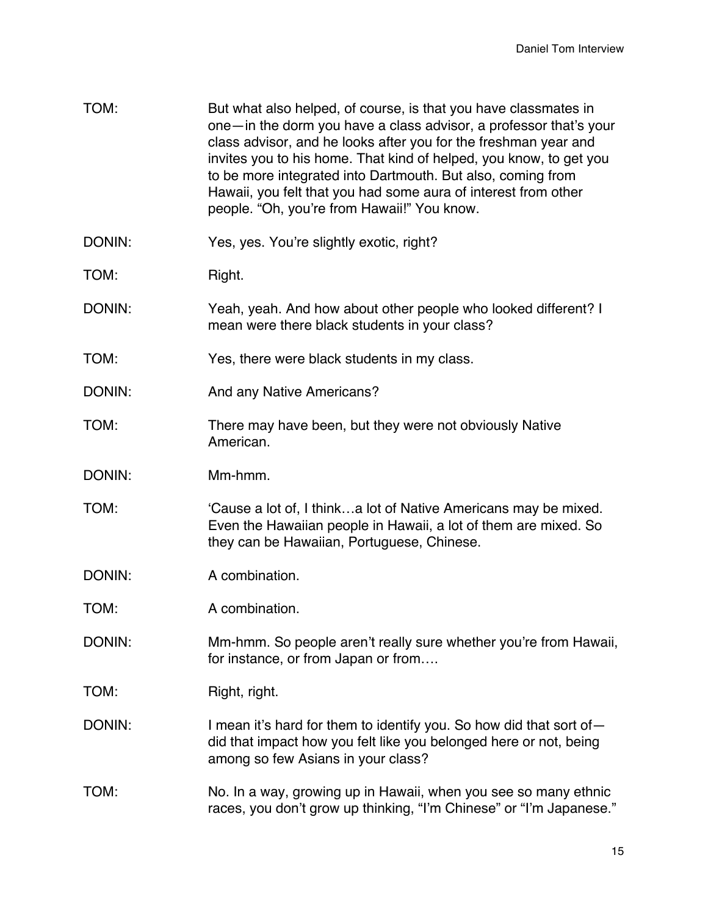TOM: But what also helped, of course, is that you have classmates in one—in the dorm you have a class advisor, a professor that's your class advisor, and he looks after you for the freshman year and invites you to his home. That kind of helped, you know, to get you to be more integrated into Dartmouth. But also, coming from Hawaii, you felt that you had some aura of interest from other people. "Oh, you're from Hawaii!" You know.

DONIN: Yes, yes. You're slightly exotic, right?

TOM: Right.

DONIN: Yeah, yeah. And how about other people who looked different? I mean were there black students in your class?

TOM: Yes, there were black students in my class.

DONIN: And any Native Americans?

TOM: There may have been, but they were not obviously Native American.

DONIN: Mm-hmm.

TOM: 'Cause a lot of, I think…a lot of Native Americans may be mixed. Even the Hawaiian people in Hawaii, a lot of them are mixed. So they can be Hawaiian, Portuguese, Chinese.

DONIN: A combination.

TOM: A combination.

DONIN: Mm-hmm. So people aren't really sure whether you're from Hawaii, for instance, or from Japan or from….

TOM: Right, right.

DONIN: I mean it's hard for them to identify you. So how did that sort of—did that impact how you felt like you belonged here or not, being among so few Asians in your class?

TOM: No. In a way, growing up in Hawaii, when you see so many ethnic races, you don't grow up thinking, "I'm Chinese" or "I'm Japanese."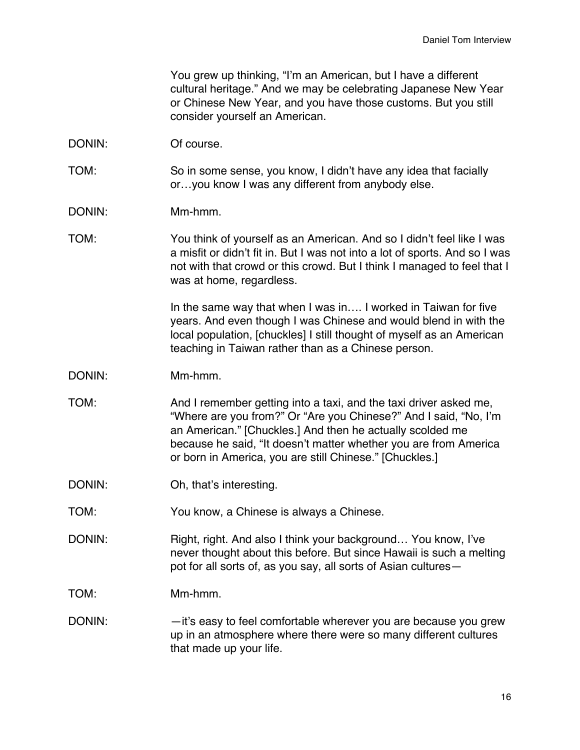You grew up thinking, "I'm an American, but I have a different cultural heritage." And we may be celebrating Japanese New Year or Chinese New Year, and you have those customs. But you still consider yourself an American.

DONIN: Of course.

TOM: So in some sense, you know, I didn't have any idea that facially or…you know I was any different from anybody else.

DONIN: Mm-hmm.

TOM: You think of yourself as an American. And so I didn't feel like I was a misfit or didn't fit in. But I was not into a lot of sports. And so I was not with that crowd or this crowd. But I think I managed to feel that I was at home, regardless.

In the same way that when I was in…. I worked in Taiwan for five years. And even though I was Chinese and would blend in with the local population, [chuckles] I still thought of myself as an American teaching in Taiwan rather than as a Chinese person.

DONIN: Mm-hmm.

TOM: And I remember getting into a taxi, and the taxi driver asked me, "Where are you from?" Or "Are you Chinese?" And I said, "No, I'm an American." [Chuckles.] And then he actually scolded me because he said, "It doesn't matter whether you are from America or born in America, you are still Chinese." [Chuckles.]

DONIN: Oh, that's interesting.

TOM: You know, a Chinese is always a Chinese.

DONIN: Right, right. And also I think your background… You know, I've never thought about this before. But since Hawaii is such a melting pot for all sorts of, as you say, all sorts of Asian cultures—

TOM: Mm-hmm.

DONIN: —it's easy to feel comfortable wherever you are because you grew up in an atmosphere where there were so many different cultures that made up your life.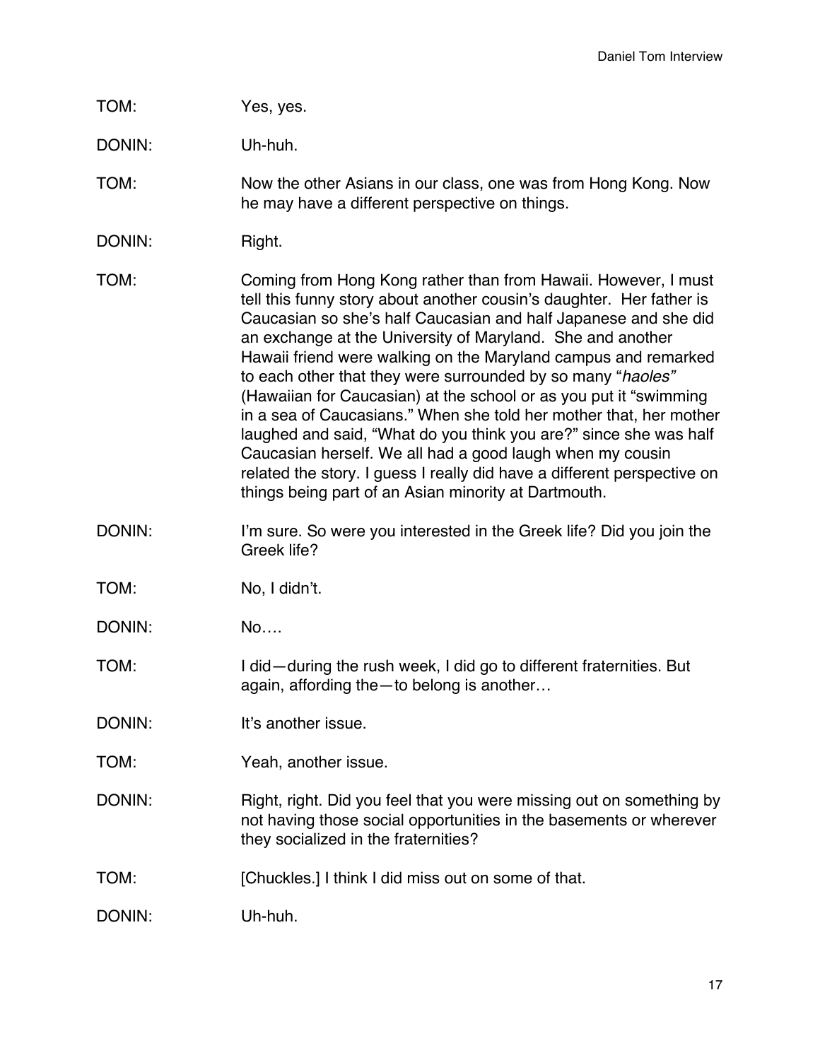TOM: Yes, yes.

DONIN: Uh-huh.

TOM: Now the other Asians in our class, one was from Hong Kong. Now he may have a different perspective on things.

DONIN: Right.

TOM: Coming from Hong Kong rather than from Hawaii. However, I must tell this funny story about another cousin's daughter. Her father is Caucasian so she's half Caucasian and half Japanese and she did an exchange at the University of Maryland. She and another Hawaii friend were walking on the Maryland campus and remarked to each other that they were surrounded by so many "*haoles"* (Hawaiian for Caucasian) at the school or as you put it "swimming in a sea of Caucasians." When she told her mother that, her mother laughed and said, "What do you think you are?" since she was half Caucasian herself. We all had a good laugh when my cousin related the story. I guess I really did have a different perspective on things being part of an Asian minority at Dartmouth.

DONIN: I'm sure. So were you interested in the Greek life? Did you join the Greek life?

TOM: No, I didn't.

DONIN: No….

TOM: I did—during the rush week, I did go to different fraternities. But again, affording the—to belong is another…

DONIN: It's another issue.

TOM: Yeah, another issue.

DONIN: Right, right. Did you feel that you were missing out on something by not having those social opportunities in the basements or wherever they socialized in the fraternities?

TOM: [Chuckles.] I think I did miss out on some of that.

DONIN: Uh-huh.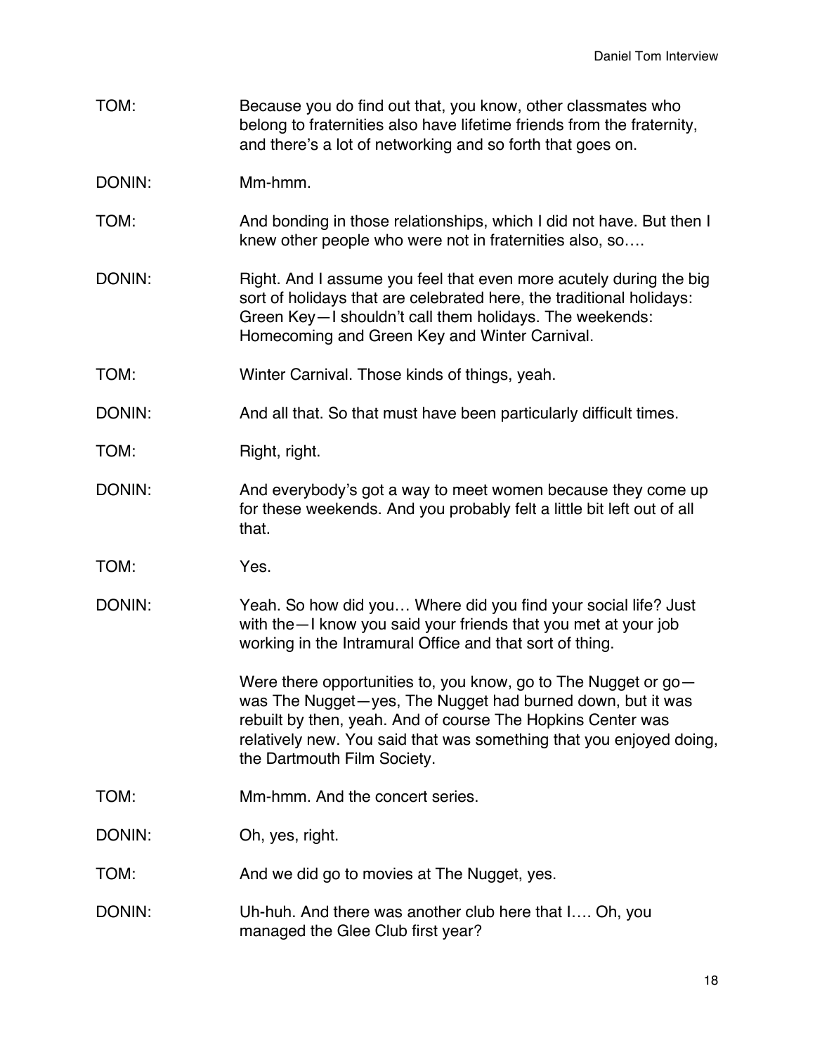TOM: Because you do find out that, you know, other classmates who belong to fraternities also have lifetime friends from the fraternity, and there's a lot of networking and so forth that goes on.

DONIN: Mm-hmm.

TOM: And bonding in those relationships, which I did not have. But then I knew other people who were not in fraternities also, so….

DONIN: Right. And I assume you feel that even more acutely during the big sort of holidays that are celebrated here, the traditional holidays: Green Key—I shouldn't call them holidays. The weekends: Homecoming and Green Key and Winter Carnival.

TOM: Winter Carnival. Those kinds of things, yeah.

DONIN: And all that. So that must have been particularly difficult times.

TOM: Right, right.

DONIN: And everybody's got a way to meet women because they come up for these weekends. And you probably felt a little bit left out of all that.

TOM: Yes.

DONIN: Yeah. So how did you… Where did you find your social life? Just with the—I know you said your friends that you met at your job working in the Intramural Office and that sort of thing.

Were there opportunities to, you know, go to The Nugget or go—was The Nugget—yes, The Nugget had burned down, but it was rebuilt by then, yeah. And of course The Hopkins Center was relatively new. You said that was something that you enjoyed doing, the Dartmouth Film Society.

TOM: Mm-hmm. And the concert series.

DONIN: Oh, yes, right.

TOM: And we did go to movies at The Nugget, yes.

DONIN: Uh-huh. And there was another club here that I…. Oh, you managed the Glee Club first year?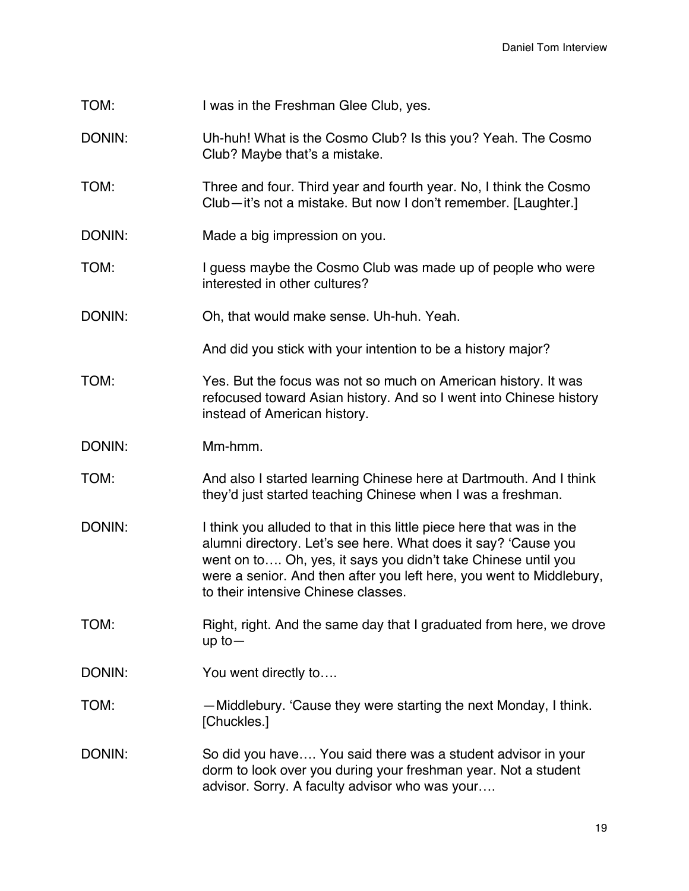TOM: I was in the Freshman Glee Club, yes.

DONIN: Uh-huh! What is the Cosmo Club? Is this you? Yeah. The Cosmo Club? Maybe that's a mistake.

TOM: Three and four. Third year and fourth year. No, I think the Cosmo Club—it's not a mistake. But now I don't remember. [Laughter.]

DONIN: Made a big impression on you.

TOM: I guess maybe the Cosmo Club was made up of people who were interested in other cultures?

DONIN: Oh, that would make sense. Uh-huh. Yeah.

And did you stick with your intention to be a history major?

TOM: Yes. But the focus was not so much on American history. It was refocused toward Asian history. And so I went into Chinese history instead of American history.

DONIN: Mm-hmm.

TOM: And also I started learning Chinese here at Dartmouth. And I think they'd just started teaching Chinese when I was a freshman.

DONIN: I think you alluded to that in this little piece here that was in the alumni directory. Let's see here. What does it say? 'Cause you went on to…. Oh, yes, it says you didn't take Chinese until you were a senior. And then after you left here, you went to Middlebury, to their intensive Chinese classes.

TOM: Right, right. And the same day that I graduated from here, we drove up to—

DONIN: You went directly to….

TOM: —Middlebury. 'Cause they were starting the next Monday, I think. [Chuckles.]

DONIN: So did you have…. You said there was a student advisor in your dorm to look over you during your freshman year. Not a student advisor. Sorry. A faculty advisor who was your….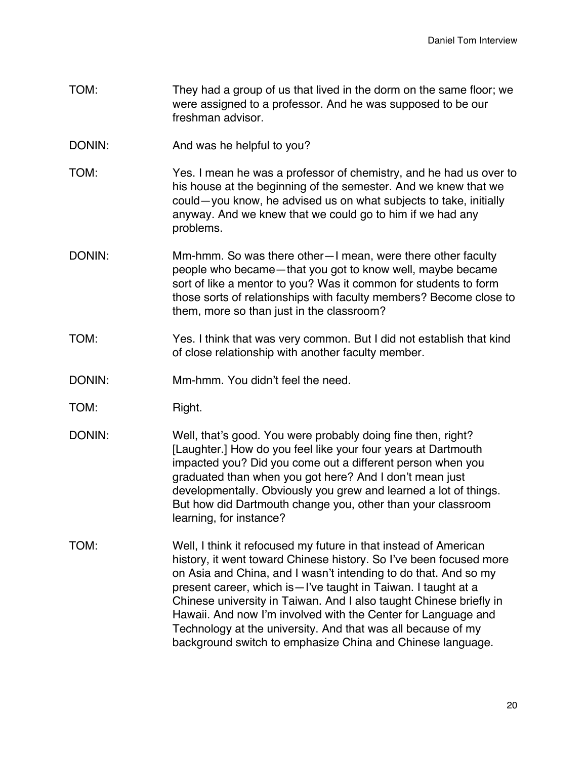TOM: They had a group of us that lived in the dorm on the same floor; we were assigned to a professor. And he was supposed to be our freshman advisor.

DONIN: And was he helpful to you?

TOM: Yes. I mean he was a professor of chemistry, and he had us over to his house at the beginning of the semester. And we knew that we could—you know, he advised us on what subjects to take, initially anyway. And we knew that we could go to him if we had any problems.

DONIN: Mm-hmm. So was there other—I mean, were there other faculty people who became—that you got to know well, maybe became sort of like a mentor to you? Was it common for students to form those sorts of relationships with faculty members? Become close to them, more so than just in the classroom?

TOM: Yes. I think that was very common. But I did not establish that kind of close relationship with another faculty member.

DONIN: Mm-hmm. You didn't feel the need.

TOM: Right.

DONIN: Well, that's good. You were probably doing fine then, right? [Laughter.] How do you feel like your four years at Dartmouth impacted you? Did you come out a different person when you graduated than when you got here? And I don't mean just developmentally. Obviously you grew and learned a lot of things. But how did Dartmouth change you, other than your classroom learning, for instance?

TOM: Well, I think it refocused my future in that instead of American history, it went toward Chinese history. So I've been focused more on Asia and China, and I wasn't intending to do that. And so my present career, which is—I've taught in Taiwan. I taught at a Chinese university in Taiwan. And I also taught Chinese briefly in Hawaii. And now I'm involved with the Center for Language and Technology at the university. And that was all because of my background switch to emphasize China and Chinese language.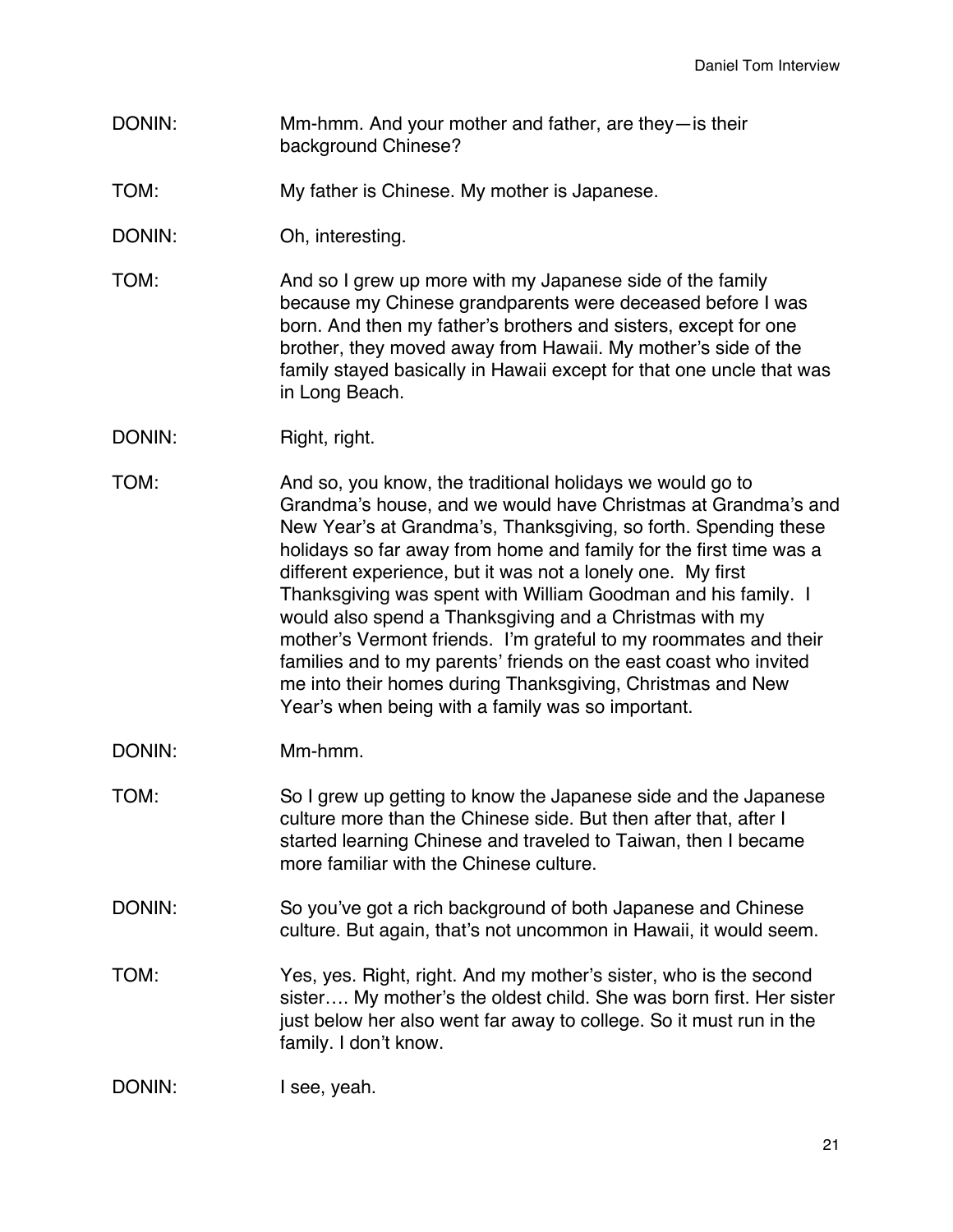DONIN: Mm-hmm. And your mother and father, are they—is their background Chinese?

TOM: My father is Chinese. My mother is Japanese.

DONIN: Oh, interesting.

TOM: And so I grew up more with my Japanese side of the family because my Chinese grandparents were deceased before I was born. And then my father's brothers and sisters, except for one brother, they moved away from Hawaii. My mother's side of the family stayed basically in Hawaii except for that one uncle that was in Long Beach.

DONIN: Right, right.

TOM: And so, you know, the traditional holidays we would go to Grandma's house, and we would have Christmas at Grandma's and New Year's at Grandma's, Thanksgiving, so forth. Spending these holidays so far away from home and family for the first time was a different experience, but it was not a lonely one. My first Thanksgiving was spent with William Goodman and his family. I would also spend a Thanksgiving and a Christmas with my mother's Vermont friends. I'm grateful to my roommates and their families and to my parents' friends on the east coast who invited me into their homes during Thanksgiving, Christmas and New Year's when being with a family was so important.

DONIN: Mm-hmm.

TOM: So I grew up getting to know the Japanese side and the Japanese culture more than the Chinese side. But then after that, after I started learning Chinese and traveled to Taiwan, then I became more familiar with the Chinese culture.

DONIN: So you've got a rich background of both Japanese and Chinese culture. But again, that's not uncommon in Hawaii, it would seem.

TOM: Yes, yes. Right, right. And my mother's sister, who is the second sister…. My mother's the oldest child. She was born first. Her sister just below her also went far away to college. So it must run in the family. I don't know.

DONIN: I see, yeah.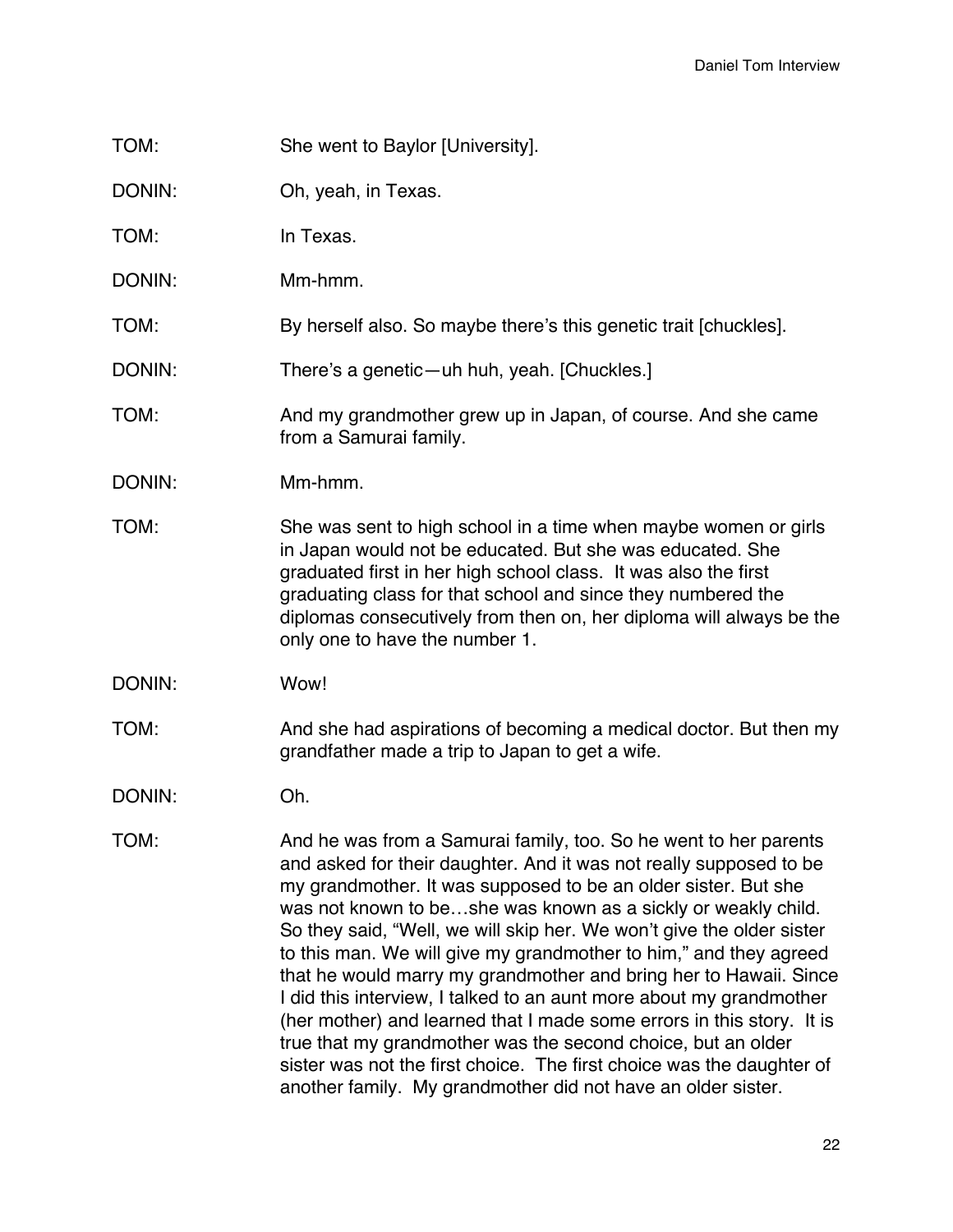TOM: She went to Baylor [University].

DONIN: Oh, yeah, in Texas.

TOM: In Texas.

DONIN: Mm-hmm.

TOM: By herself also. So maybe there's this genetic trait [chuckles].

DONIN: There's a genetic—uh huh, yeah. [Chuckles.]

TOM: And my grandmother grew up in Japan, of course. And she came from a Samurai family.

DONIN: Mm-hmm.

TOM: She was sent to high school in a time when maybe women or girls in Japan would not be educated. But she was educated. She graduated first in her high school class. It was also the first graduating class for that school and since they numbered the diplomas consecutively from then on, her diploma will always be the only one to have the number 1.

DONIN: Wow!

TOM: And she had aspirations of becoming a medical doctor. But then my grandfather made a trip to Japan to get a wife.

DONIN: Oh.

TOM: And he was from a Samurai family, too. So he went to her parents and asked for their daughter. And it was not really supposed to be my grandmother. It was supposed to be an older sister. But she was not known to be…she was known as a sickly or weakly child. So they said, "Well, we will skip her. We won't give the older sister to this man. We will give my grandmother to him," and they agreed that he would marry my grandmother and bring her to Hawaii. Since I did this interview, I talked to an aunt more about my grandmother (her mother) and learned that I made some errors in this story. It is true that my grandmother was the second choice, but an older sister was not the first choice. The first choice was the daughter of another family. My grandmother did not have an older sister.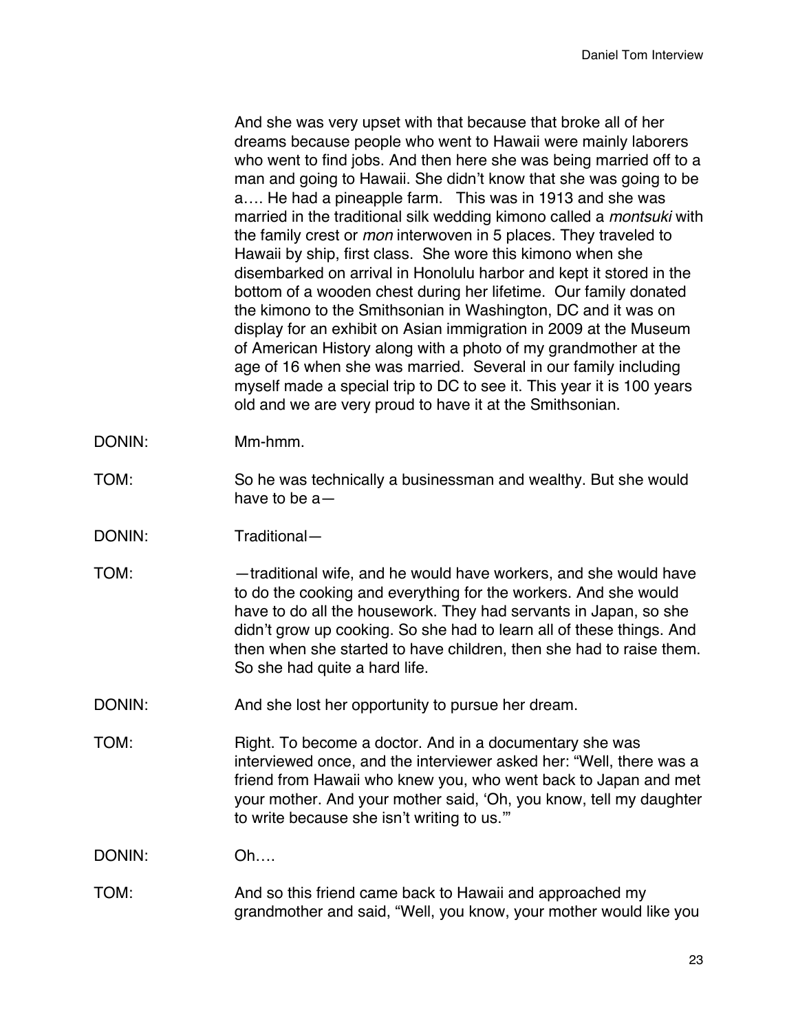And she was very upset with that because that broke all of her dreams because people who went to Hawaii were mainly laborers who went to find jobs. And then here she was being married off to a man and going to Hawaii. She didn't know that she was going to be a…. He had a pineapple farm.   This was in 1913 and she was married in the traditional silk wedding kimono called a *montsuki* with the family crest or *mon* interwoven in 5 places. They traveled to Hawaii by ship, first class.  She wore this kimono when she disembarked on arrival in Honolulu harbor and kept it stored in the bottom of a wooden chest during her lifetime.  Our family donated the kimono to the Smithsonian in Washington, DC and it was on display for an exhibit on Asian immigration in 2009 at the Museum of American History along with a photo of my grandmother at the age of 16 when she was married.  Several in our family including myself made a special trip to DC to see it. This year it is 100 years old and we are very proud to have it at the Smithsonian.

DONIN: Mm-hmm.

TOM: So he was technically a businessman and wealthy. But she would have to be a—

DONIN: Traditional—

TOM: —traditional wife, and he would have workers, and she would have to do the cooking and everything for the workers. And she would have to do all the housework. They had servants in Japan, so she didn't grow up cooking. So she had to learn all of these things. And then when she started to have children, then she had to raise them. So she had quite a hard life.

DONIN: And she lost her opportunity to pursue her dream.

TOM: Right. To become a doctor. And in a documentary she was interviewed once, and the interviewer asked her: "Well, there was a friend from Hawaii who knew you, who went back to Japan and met your mother. And your mother said, 'Oh, you know, tell my daughter to write because she isn't writing to us.'"

DONIN: Oh….

TOM: And so this friend came back to Hawaii and approached my grandmother and said, "Well, you know, your mother would like you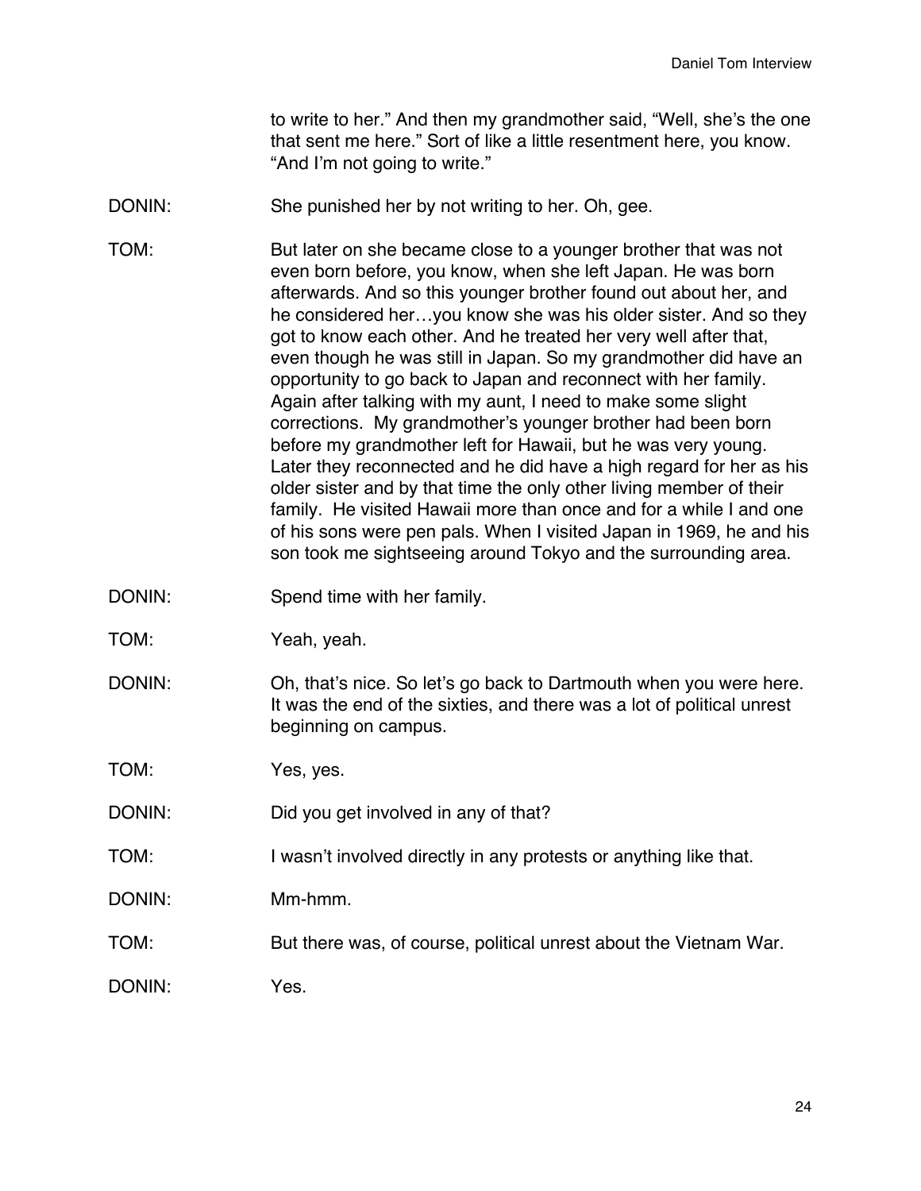to write to her." And then my grandmother said, "Well, she's the one that sent me here." Sort of like a little resentment here, you know. "And I'm not going to write."

DONIN: She punished her by not writing to her. Oh, gee.

TOM: But later on she became close to a younger brother that was not even born before, you know, when she left Japan. He was born afterwards. And so this younger brother found out about her, and he considered her…you know she was his older sister. And so they got to know each other. And he treated her very well after that, even though he was still in Japan. So my grandmother did have an opportunity to go back to Japan and reconnect with her family. Again after talking with my aunt, I need to make some slight corrections. My grandmother's younger brother had been born before my grandmother left for Hawaii, but he was very young. Later they reconnected and he did have a high regard for her as his older sister and by that time the only other living member of their family. He visited Hawaii more than once and for a while I and one of his sons were pen pals. When I visited Japan in 1969, he and his son took me sightseeing around Tokyo and the surrounding area.

DONIN: Spend time with her family.

TOM: Yeah, yeah.

DONIN: Oh, that's nice. So let's go back to Dartmouth when you were here. It was the end of the sixties, and there was a lot of political unrest beginning on campus.

TOM: Yes, yes.

DONIN: Did you get involved in any of that?

TOM: I wasn't involved directly in any protests or anything like that.

DONIN: Mm-hmm.

TOM: But there was, of course, political unrest about the Vietnam War.

DONIN: Yes.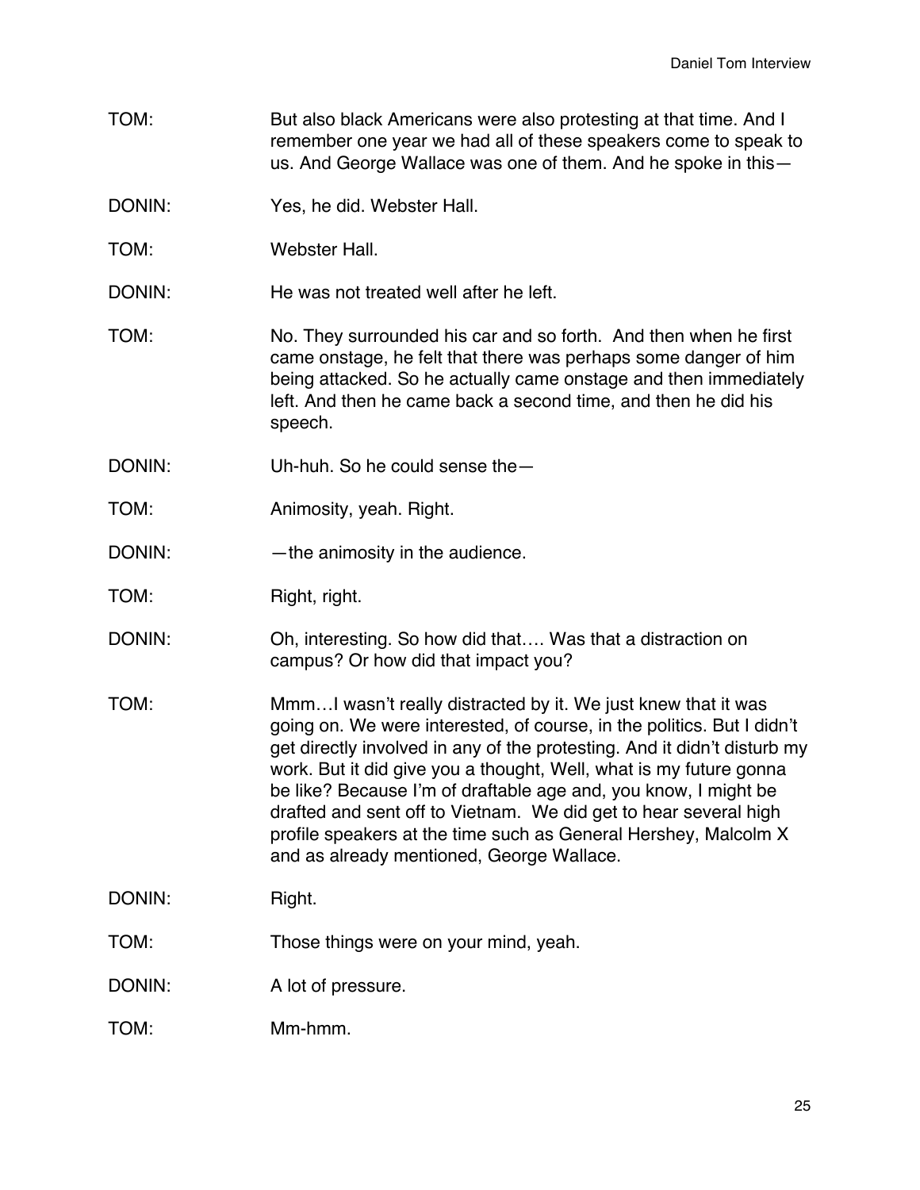TOM: But also black Americans were also protesting at that time. And I remember one year we had all of these speakers come to speak to us. And George Wallace was one of them. And he spoke in this—

DONIN: Yes, he did. Webster Hall.

TOM: Webster Hall.

DONIN: He was not treated well after he left.

TOM: No. They surrounded his car and so forth. And then when he first came onstage, he felt that there was perhaps some danger of him being attacked. So he actually came onstage and then immediately left. And then he came back a second time, and then he did his speech.

DONIN: Uh-huh. So he could sense the—

TOM: Animosity, yeah. Right.

DONIN: —the animosity in the audience.

TOM: Right, right.

DONIN: Oh, interesting. So how did that…. Was that a distraction on campus? Or how did that impact you?

TOM: Mmm…I wasn't really distracted by it. We just knew that it was going on. We were interested, of course, in the politics. But I didn't get directly involved in any of the protesting. And it didn't disturb my work. But it did give you a thought, Well, what is my future gonna be like? Because I'm of draftable age and, you know, I might be drafted and sent off to Vietnam. We did get to hear several high profile speakers at the time such as General Hershey, Malcolm X and as already mentioned, George Wallace.

DONIN: Right.

TOM: Those things were on your mind, yeah.

DONIN: A lot of pressure.

TOM: Mm-hmm.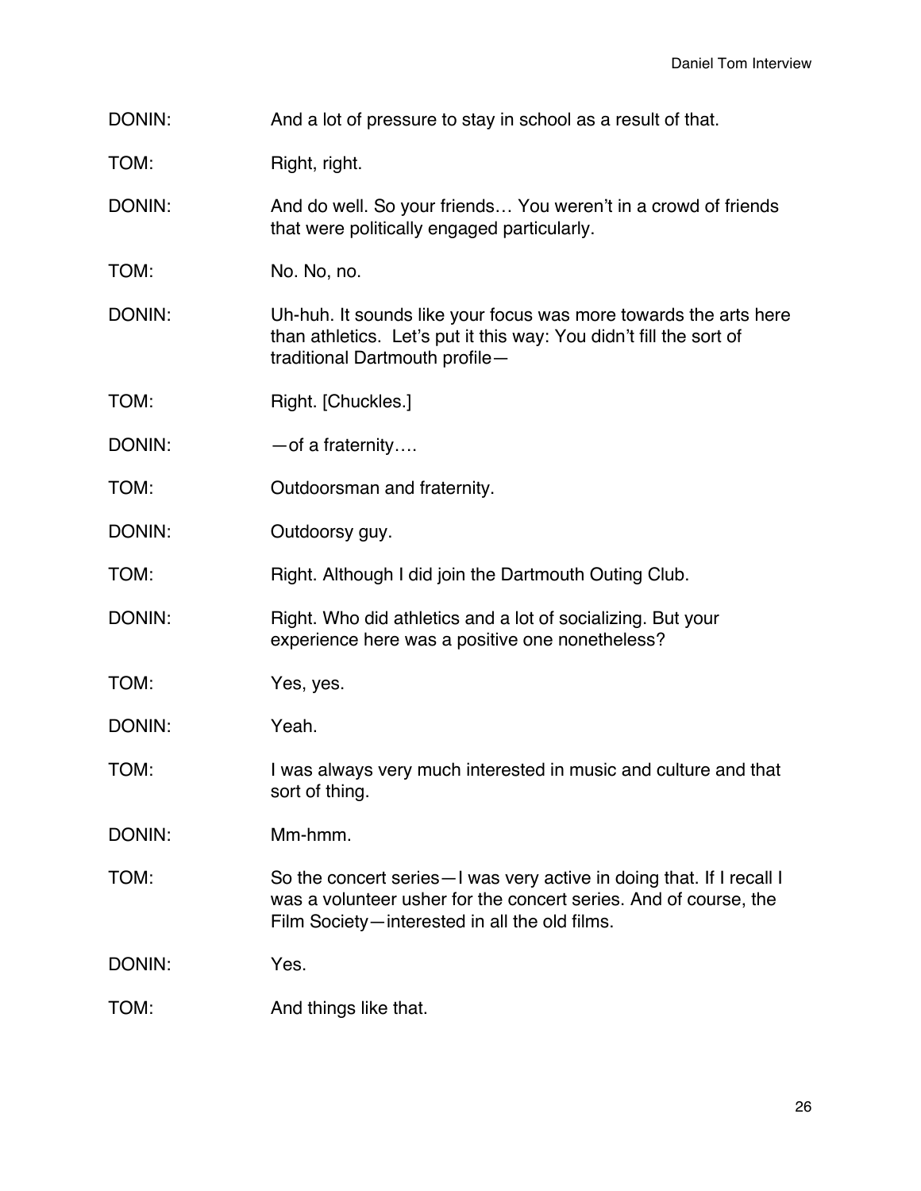DONIN: And a lot of pressure to stay in school as a result of that.

TOM: Right, right.

DONIN: And do well. So your friends… You weren't in a crowd of friends that were politically engaged particularly.

TOM: No. No, no.

DONIN: Uh-huh. It sounds like your focus was more towards the arts here than athletics. Let's put it this way: You didn't fill the sort of traditional Dartmouth profile—

TOM: Right. [Chuckles.]

DONIN: —of a fraternity….

TOM: Outdoorsman and fraternity.

DONIN: Outdoorsy guy.

TOM: Right. Although I did join the Dartmouth Outing Club.

DONIN: Right. Who did athletics and a lot of socializing. But your experience here was a positive one nonetheless?

TOM: Yes, yes.

DONIN: Yeah.

TOM: I was always very much interested in music and culture and that sort of thing.

DONIN: Mm-hmm.

TOM: So the concert series—I was very active in doing that. If I recall I was a volunteer usher for the concert series. And of course, the Film Society—interested in all the old films.

DONIN: Yes.

TOM: And things like that.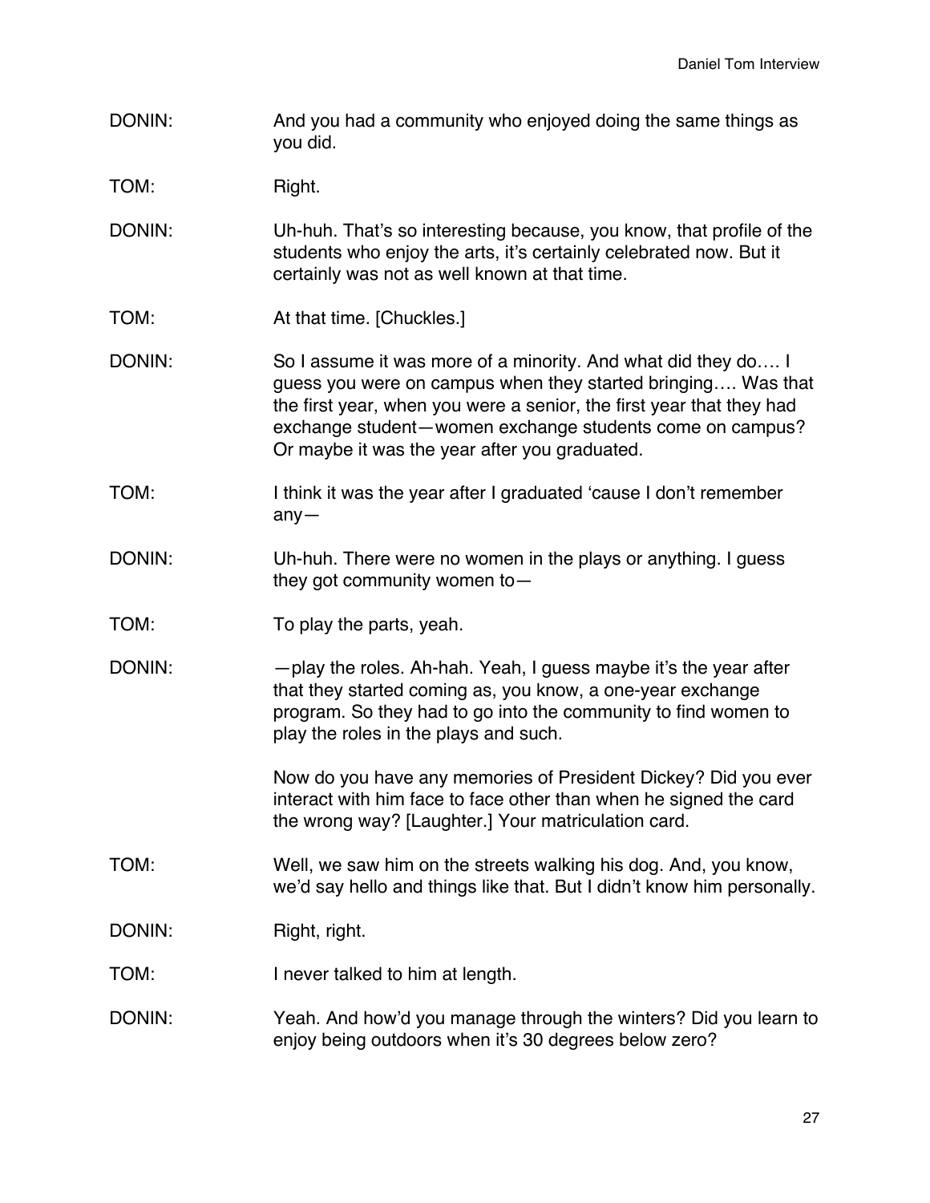DONIN: And you had a community who enjoyed doing the same things as you did.

TOM: Right.

DONIN: Uh-huh. That's so interesting because, you know, that profile of the students who enjoy the arts, it's certainly celebrated now. But it certainly was not as well known at that time.

TOM: At that time. [Chuckles.]

DONIN: So I assume it was more of a minority. And what did they do…. I guess you were on campus when they started bringing…. Was that the first year, when you were a senior, the first year that they had exchange student—women exchange students come on campus? Or maybe it was the year after you graduated.

TOM: I think it was the year after I graduated 'cause I don't remember any—

DONIN: Uh-huh. There were no women in the plays or anything. I guess they got community women to—

TOM: To play the parts, yeah.

DONIN: —play the roles. Ah-hah. Yeah, I guess maybe it's the year after that they started coming as, you know, a one-year exchange program. So they had to go into the community to find women to play the roles in the plays and such.

Now do you have any memories of President Dickey? Did you ever interact with him face to face other than when he signed the card the wrong way? [Laughter.] Your matriculation card.

TOM: Well, we saw him on the streets walking his dog. And, you know, we'd say hello and things like that. But I didn't know him personally.

DONIN: Right, right.

TOM: I never talked to him at length.

DONIN: Yeah. And how'd you manage through the winters? Did you learn to enjoy being outdoors when it's 30 degrees below zero?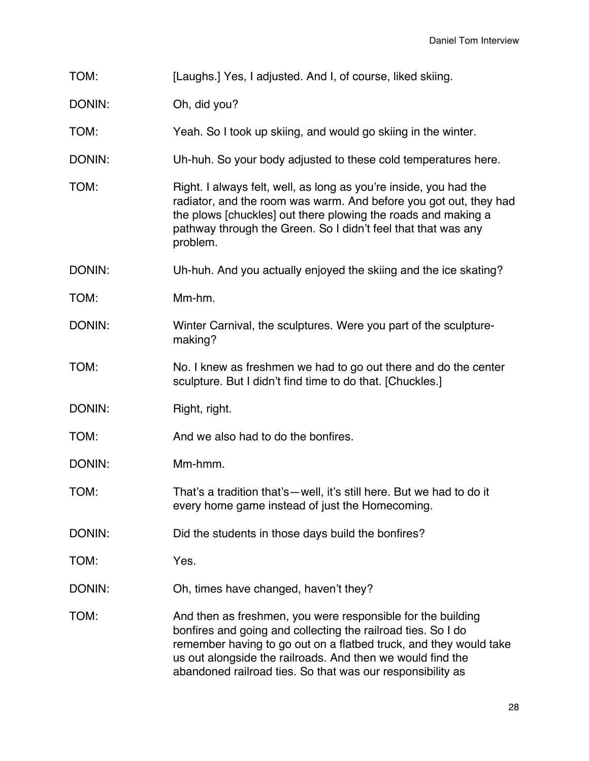TOM: [Laughs.] Yes, I adjusted. And I, of course, liked skiing.

DONIN: Oh, did you?

TOM: Yeah. So I took up skiing, and would go skiing in the winter.

DONIN: Uh-huh. So your body adjusted to these cold temperatures here.

TOM: Right. I always felt, well, as long as you're inside, you had the radiator, and the room was warm. And before you got out, they had the plows [chuckles] out there plowing the roads and making a pathway through the Green. So I didn't feel that that was any problem.

DONIN: Uh-huh. And you actually enjoyed the skiing and the ice skating?

TOM: Mm-hm.

DONIN: Winter Carnival, the sculptures. Were you part of the sculpture-making?

TOM: No. I knew as freshmen we had to go out there and do the center sculpture. But I didn't find time to do that. [Chuckles.]

DONIN: Right, right.

TOM: And we also had to do the bonfires.

DONIN: Mm-hmm.

TOM: That's a tradition that's—well, it's still here. But we had to do it every home game instead of just the Homecoming.

DONIN: Did the students in those days build the bonfires?

TOM: Yes.

DONIN: Oh, times have changed, haven't they?

TOM: And then as freshmen, you were responsible for the building bonfires and going and collecting the railroad ties. So I do remember having to go out on a flatbed truck, and they would take us out alongside the railroads. And then we would find the abandoned railroad ties. So that was our responsibility as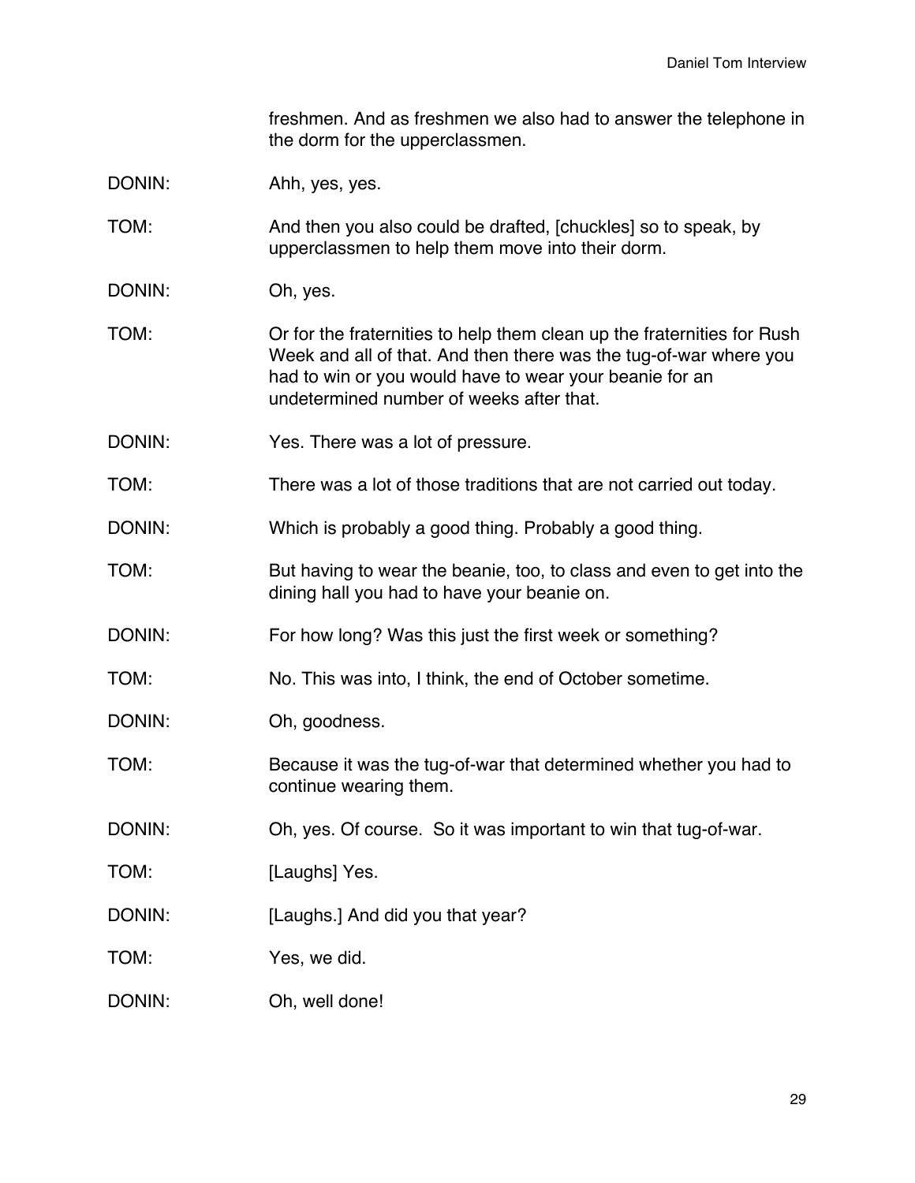freshmen. And as freshmen we also had to answer the telephone in the dorm for the upperclassmen.

DONIN: Ahh, yes, yes.

TOM: And then you also could be drafted, [chuckles] so to speak, by upperclassmen to help them move into their dorm.

DONIN: Oh, yes.

TOM: Or for the fraternities to help them clean up the fraternities for Rush Week and all of that. And then there was the tug-of-war where you had to win or you would have to wear your beanie for an undetermined number of weeks after that.

DONIN: Yes. There was a lot of pressure.

TOM: There was a lot of those traditions that are not carried out today.

DONIN: Which is probably a good thing. Probably a good thing.

TOM: But having to wear the beanie, too, to class and even to get into the dining hall you had to have your beanie on.

DONIN: For how long? Was this just the first week or something?

TOM: No. This was into, I think, the end of October sometime.

DONIN: Oh, goodness.

TOM: Because it was the tug-of-war that determined whether you had to continue wearing them.

DONIN: Oh, yes. Of course. So it was important to win that tug-of-war.

TOM: [Laughs] Yes.

DONIN: [Laughs.] And did you that year?

TOM: Yes, we did.

DONIN: Oh, well done!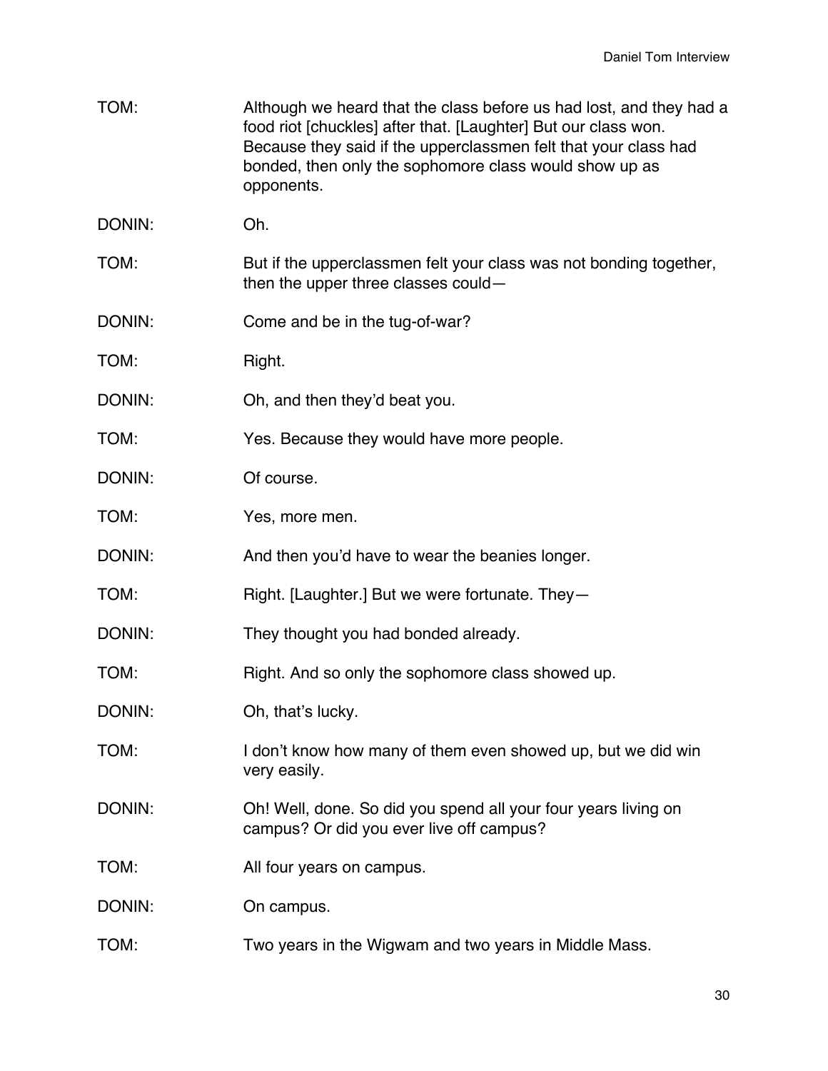TOM: Although we heard that the class before us had lost, and they had a food riot [chuckles] after that. [Laughter] But our class won. Because they said if the upperclassmen felt that your class had bonded, then only the sophomore class would show up as opponents.

DONIN: Oh.

TOM: But if the upperclassmen felt your class was not bonding together, then the upper three classes could—

DONIN: Come and be in the tug-of-war?

TOM: Right.

DONIN: Oh, and then they'd beat you.

TOM: Yes. Because they would have more people.

DONIN: Of course.

TOM: Yes, more men.

DONIN: And then you'd have to wear the beanies longer.

TOM: Right. [Laughter.] But we were fortunate. They—

DONIN: They thought you had bonded already.

TOM: Right. And so only the sophomore class showed up.

DONIN: Oh, that's lucky.

TOM: I don't know how many of them even showed up, but we did win very easily.

DONIN: Oh! Well, done. So did you spend all your four years living on campus? Or did you ever live off campus?

TOM: All four years on campus.

DONIN: On campus.

TOM: Two years in the Wigwam and two years in Middle Mass.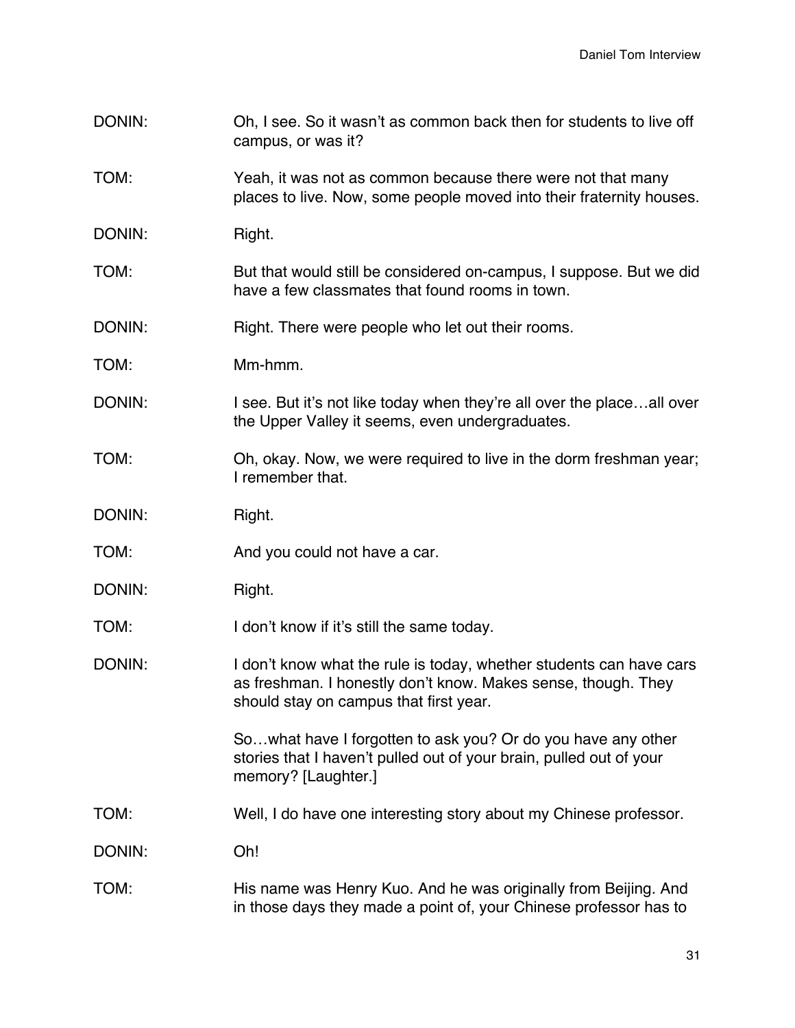DONIN: Oh, I see. So it wasn't as common back then for students to live off campus, or was it?

TOM: Yeah, it was not as common because there were not that many places to live. Now, some people moved into their fraternity houses.

DONIN: Right.

TOM: But that would still be considered on-campus, I suppose. But we did have a few classmates that found rooms in town.

DONIN: Right. There were people who let out their rooms.

TOM: Mm-hmm.

DONIN: I see. But it's not like today when they're all over the place…all over the Upper Valley it seems, even undergraduates.

TOM: Oh, okay. Now, we were required to live in the dorm freshman year; I remember that.

DONIN: Right.

TOM: And you could not have a car.

DONIN: Right.

TOM: I don't know if it's still the same today.

DONIN: I don't know what the rule is today, whether students can have cars as freshman. I honestly don't know. Makes sense, though. They should stay on campus that first year.

So…what have I forgotten to ask you? Or do you have any other stories that I haven't pulled out of your brain, pulled out of your memory? [Laughter.]

TOM: Well, I do have one interesting story about my Chinese professor.

DONIN: Oh!

TOM: His name was Henry Kuo. And he was originally from Beijing. And in those days they made a point of, your Chinese professor has to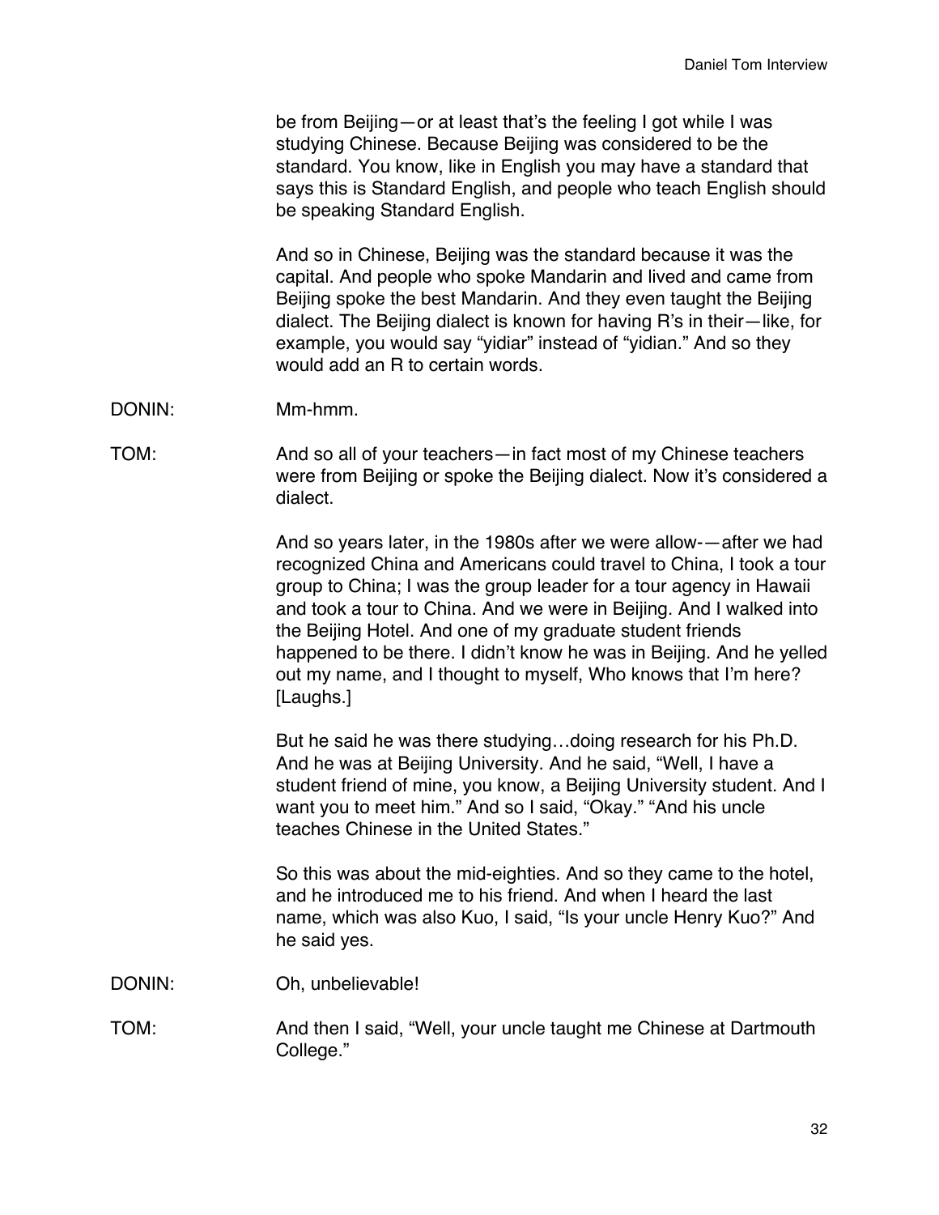be from Beijing—or at least that's the feeling I got while I was studying Chinese. Because Beijing was considered to be the standard. You know, like in English you may have a standard that says this is Standard English, and people who teach English should be speaking Standard English.

And so in Chinese, Beijing was the standard because it was the capital. And people who spoke Mandarin and lived and came from Beijing spoke the best Mandarin. And they even taught the Beijing dialect. The Beijing dialect is known for having R's in their—like, for example, you would say "yidiar" instead of "yidian." And so they would add an R to certain words.

DONIN: Mm-hmm.

TOM: And so all of your teachers—in fact most of my Chinese teachers were from Beijing or spoke the Beijing dialect. Now it's considered a dialect.

And so years later, in the 1980s after we were allow-—after we had recognized China and Americans could travel to China, I took a tour group to China; I was the group leader for a tour agency in Hawaii and took a tour to China. And we were in Beijing. And I walked into the Beijing Hotel. And one of my graduate student friends happened to be there. I didn't know he was in Beijing. And he yelled out my name, and I thought to myself, Who knows that I'm here? [Laughs.]

But he said he was there studying…doing research for his Ph.D. And he was at Beijing University. And he said, "Well, I have a student friend of mine, you know, a Beijing University student. And I want you to meet him." And so I said, "Okay." "And his uncle teaches Chinese in the United States."

So this was about the mid-eighties. And so they came to the hotel, and he introduced me to his friend. And when I heard the last name, which was also Kuo, I said, "Is your uncle Henry Kuo?" And he said yes.

DONIN: Oh, unbelievable!

TOM: And then I said, "Well, your uncle taught me Chinese at Dartmouth College."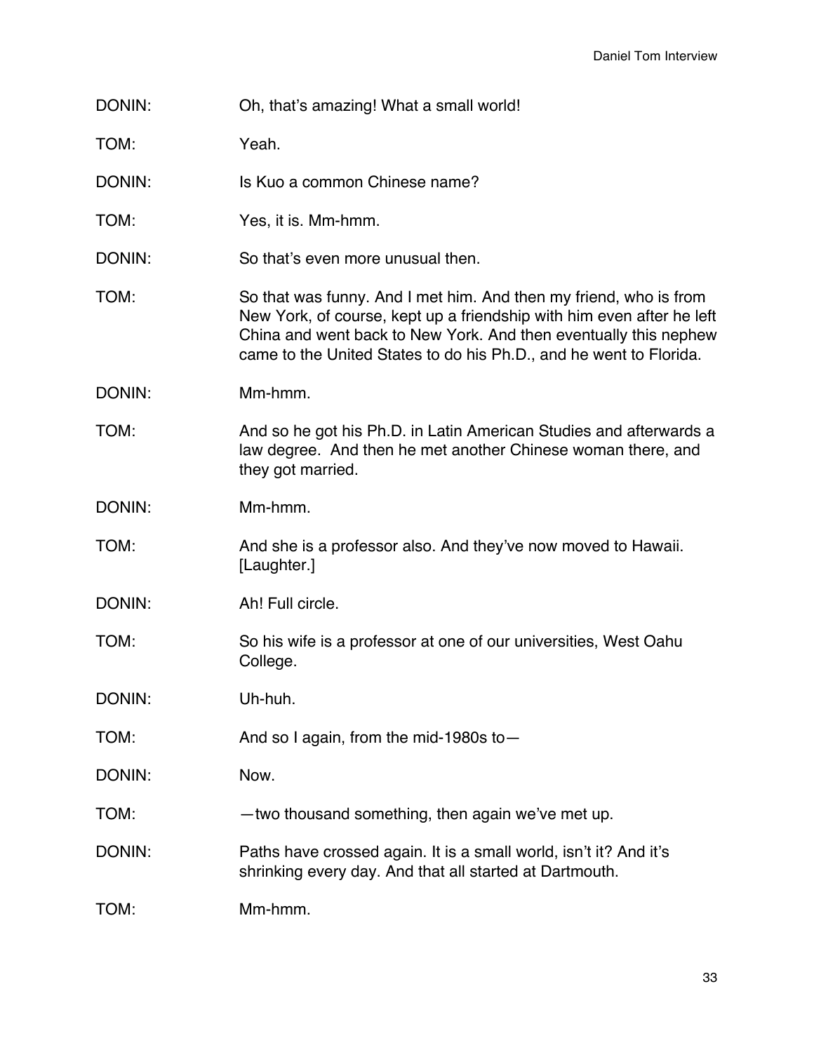DONIN: Oh, that's amazing! What a small world!

TOM: Yeah.

DONIN: Is Kuo a common Chinese name?

TOM: Yes, it is. Mm-hmm.

DONIN: So that's even more unusual then.

TOM: So that was funny. And I met him. And then my friend, who is from New York, of course, kept up a friendship with him even after he left China and went back to New York. And then eventually this nephew came to the United States to do his Ph.D., and he went to Florida.

DONIN: Mm-hmm.

TOM: And so he got his Ph.D. in Latin American Studies and afterwards a law degree. And then he met another Chinese woman there, and they got married.

DONIN: Mm-hmm.

TOM: And she is a professor also. And they've now moved to Hawaii. [Laughter.]

DONIN: Ah! Full circle.

TOM: So his wife is a professor at one of our universities, West Oahu College.

DONIN: Uh-huh.

TOM: And so I again, from the mid-1980s to—

DONIN: Now.

TOM: —two thousand something, then again we've met up.

DONIN: Paths have crossed again. It is a small world, isn't it? And it's shrinking every day. And that all started at Dartmouth.

TOM: Mm-hmm.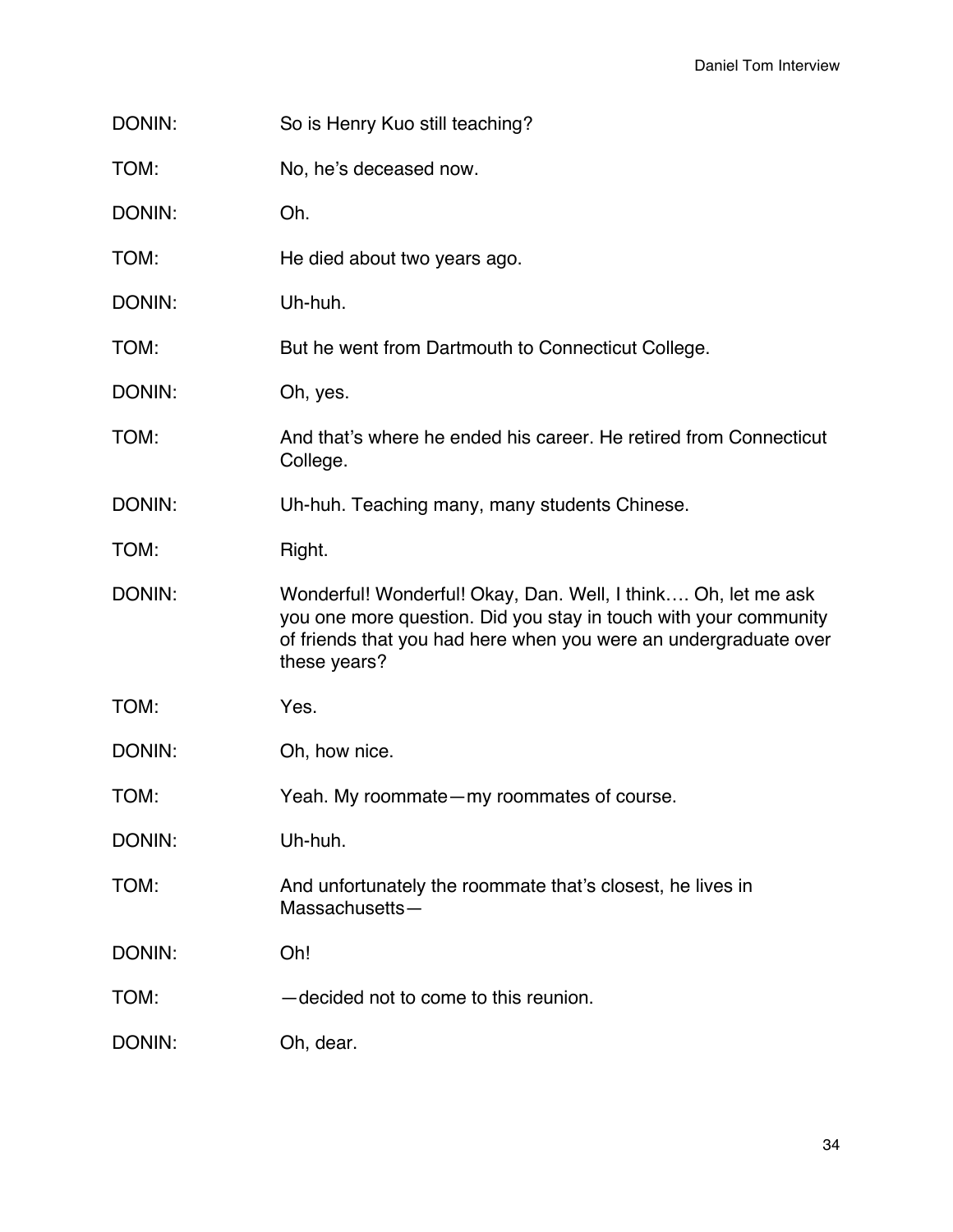DONIN: So is Henry Kuo still teaching?

TOM: No, he's deceased now.

DONIN: Oh.

TOM: He died about two years ago.

DONIN: Uh-huh.

TOM: But he went from Dartmouth to Connecticut College.

DONIN: Oh, yes.

TOM: And that's where he ended his career. He retired from Connecticut College.

DONIN: Uh-huh. Teaching many, many students Chinese.

TOM: Right.

DONIN: Wonderful! Wonderful! Okay, Dan. Well, I think…. Oh, let me ask you one more question. Did you stay in touch with your community of friends that you had here when you were an undergraduate over these years?

TOM: Yes.

DONIN: Oh, how nice.

TOM: Yeah. My roommate—my roommates of course.

DONIN: Uh-huh.

TOM: And unfortunately the roommate that's closest, he lives in Massachusetts—

DONIN: Oh!

TOM: —decided not to come to this reunion.

DONIN: Oh, dear.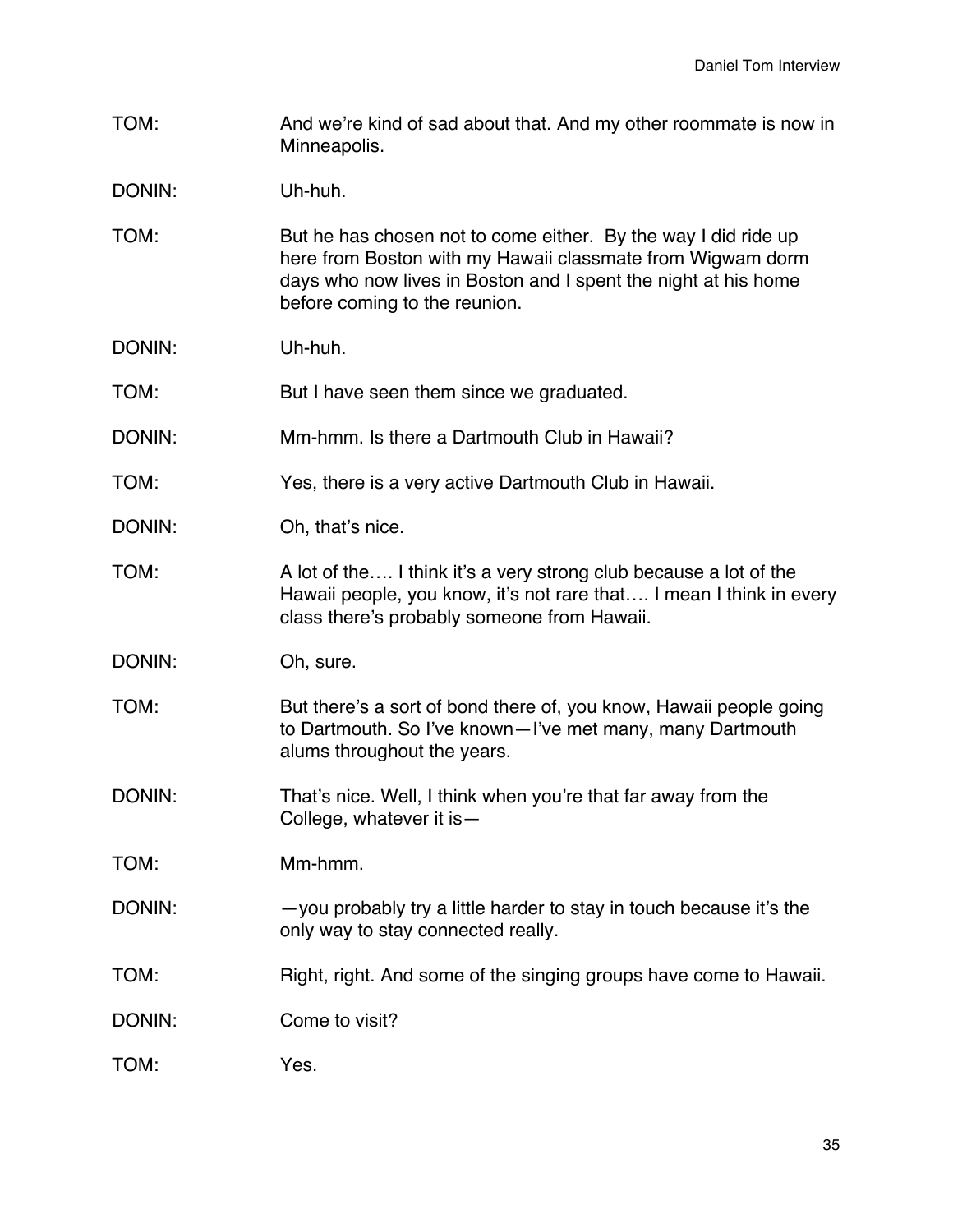TOM: And we're kind of sad about that. And my other roommate is now in Minneapolis.

DONIN: Uh-huh.

TOM: But he has chosen not to come either. By the way I did ride up here from Boston with my Hawaii classmate from Wigwam dorm days who now lives in Boston and I spent the night at his home before coming to the reunion.

DONIN: Uh-huh.

TOM: But I have seen them since we graduated.

DONIN: Mm-hmm. Is there a Dartmouth Club in Hawaii?

TOM: Yes, there is a very active Dartmouth Club in Hawaii.

DONIN: Oh, that's nice.

TOM: A lot of the…. I think it's a very strong club because a lot of the Hawaii people, you know, it's not rare that…. I mean I think in every class there's probably someone from Hawaii.

DONIN: Oh, sure.

TOM: But there's a sort of bond there of, you know, Hawaii people going to Dartmouth. So I've known—I've met many, many Dartmouth alums throughout the years.

DONIN: That's nice. Well, I think when you're that far away from the College, whatever it is—

TOM: Mm-hmm.

DONIN: —you probably try a little harder to stay in touch because it's the only way to stay connected really.

TOM: Right, right. And some of the singing groups have come to Hawaii.

DONIN: Come to visit?

TOM: Yes.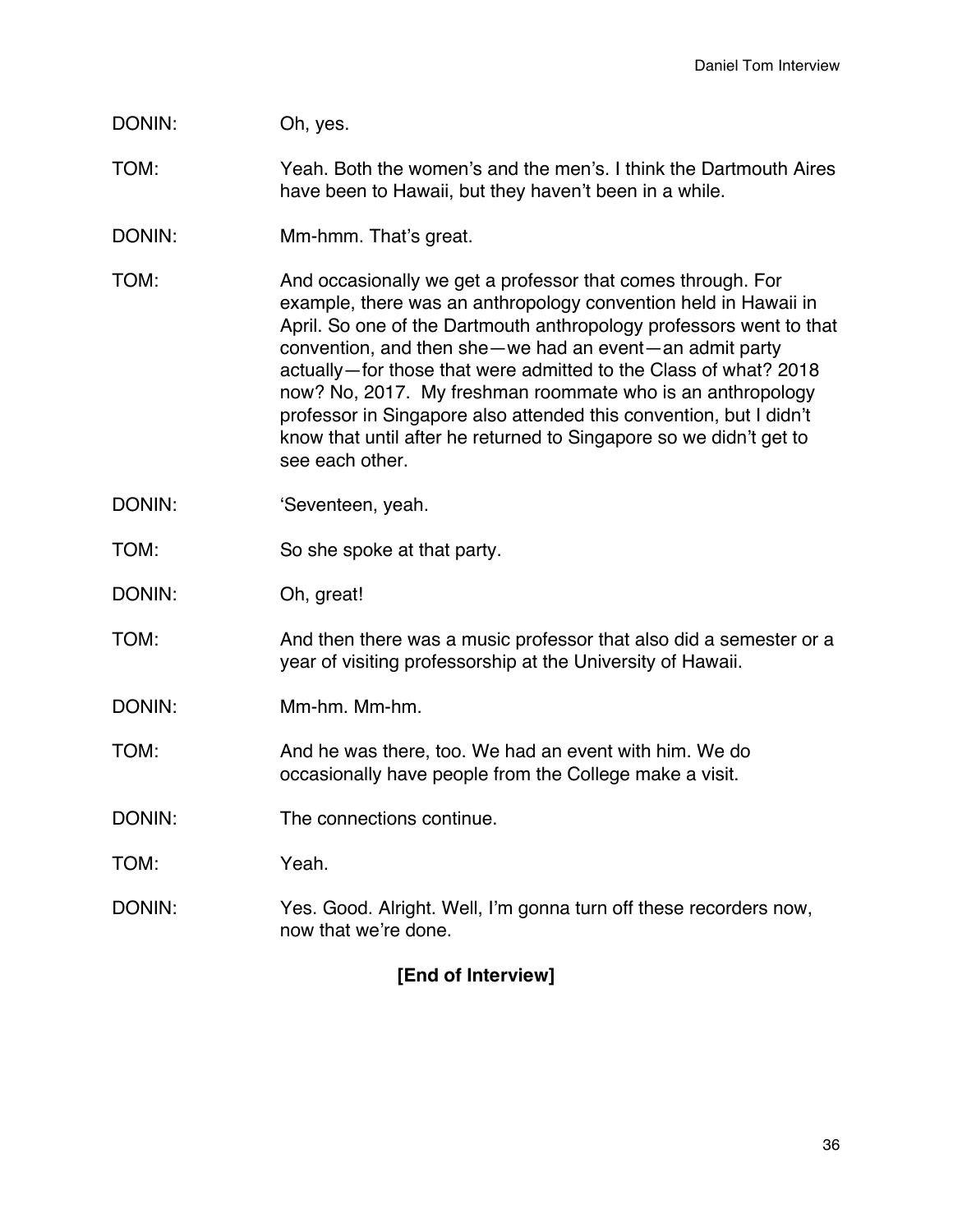DONIN: Oh, yes.

TOM: Yeah. Both the women's and the men's. I think the Dartmouth Aires have been to Hawaii, but they haven't been in a while.

DONIN: Mm-hmm. That's great.

TOM: And occasionally we get a professor that comes through. For example, there was an anthropology convention held in Hawaii in April. So one of the Dartmouth anthropology professors went to that convention, and then she—we had an event—an admit party actually—for those that were admitted to the Class of what? 2018 now? No, 2017. My freshman roommate who is an anthropology professor in Singapore also attended this convention, but I didn't know that until after he returned to Singapore so we didn't get to see each other.

DONIN: 'Seventeen, yeah.

TOM: So she spoke at that party.

DONIN: Oh, great!

TOM: And then there was a music professor that also did a semester or a year of visiting professorship at the University of Hawaii.

DONIN: Mm-hm. Mm-hm.

TOM: And he was there, too. We had an event with him. We do occasionally have people from the College make a visit.

DONIN: The connections continue.

TOM: Yeah.

DONIN: Yes. Good. Alright. Well, I'm gonna turn off these recorders now, now that we're done.

**[End of Interview]**